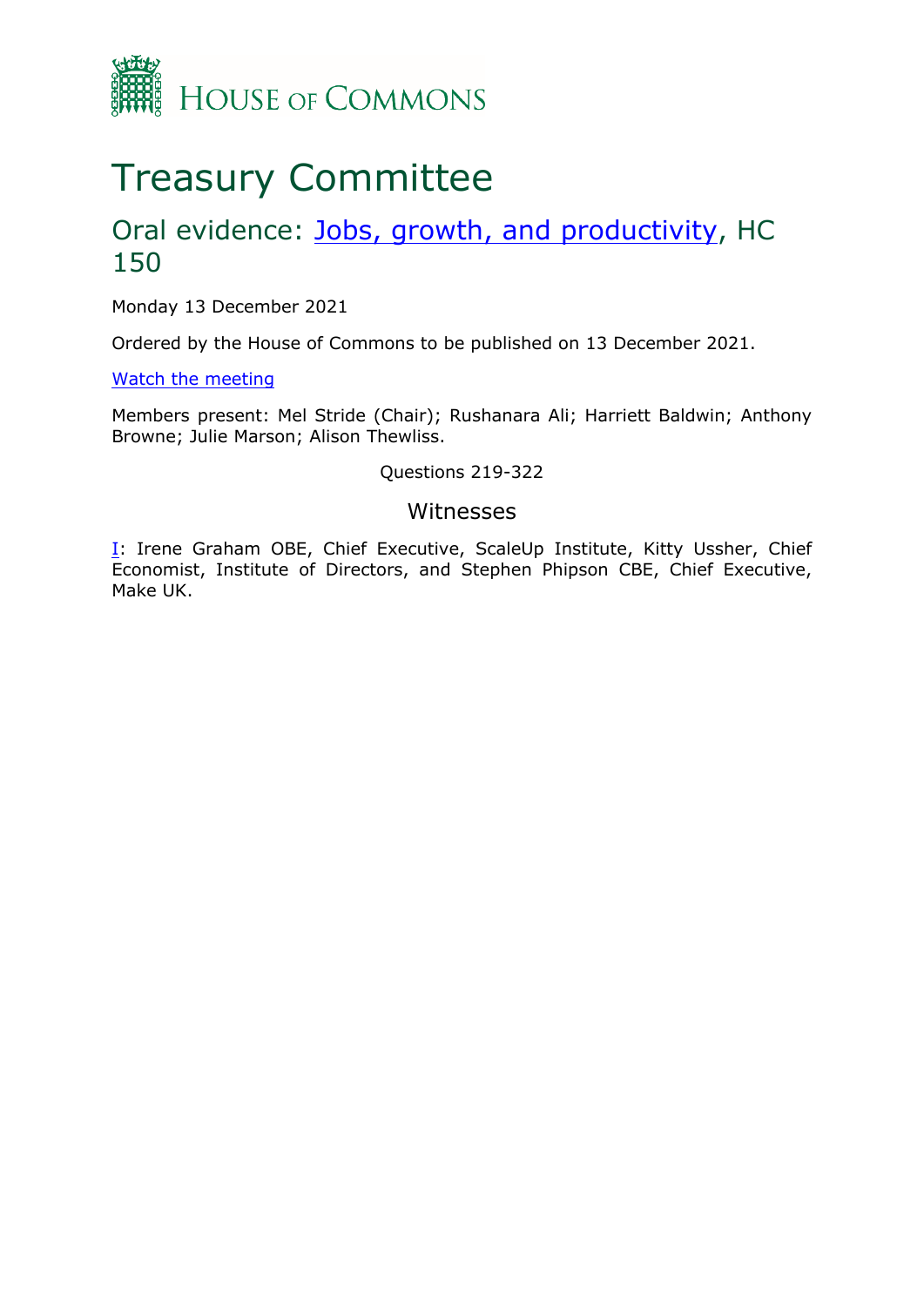HOUSE OF COMMONS

# Treasury Committee

## Oral evidence: [Jobs, growth, and productivity](), HC 150

Monday 13 December 2021

Ordered by the House of Commons to be published on 13 December 2021.

[Watch the meeting]()

Members present: Mel Stride (Chair); Rushanara Ali; Harriett Baldwin; Anthony Browne; Julie Marson; Alison Thewliss.

Questions 219-322

### Witnesses

[I](): Irene Graham OBE, Chief Executive, ScaleUp Institute, Kitty Ussher, Chief Economist, Institute of Directors, and Stephen Phipson CBE, Chief Executive, Make UK.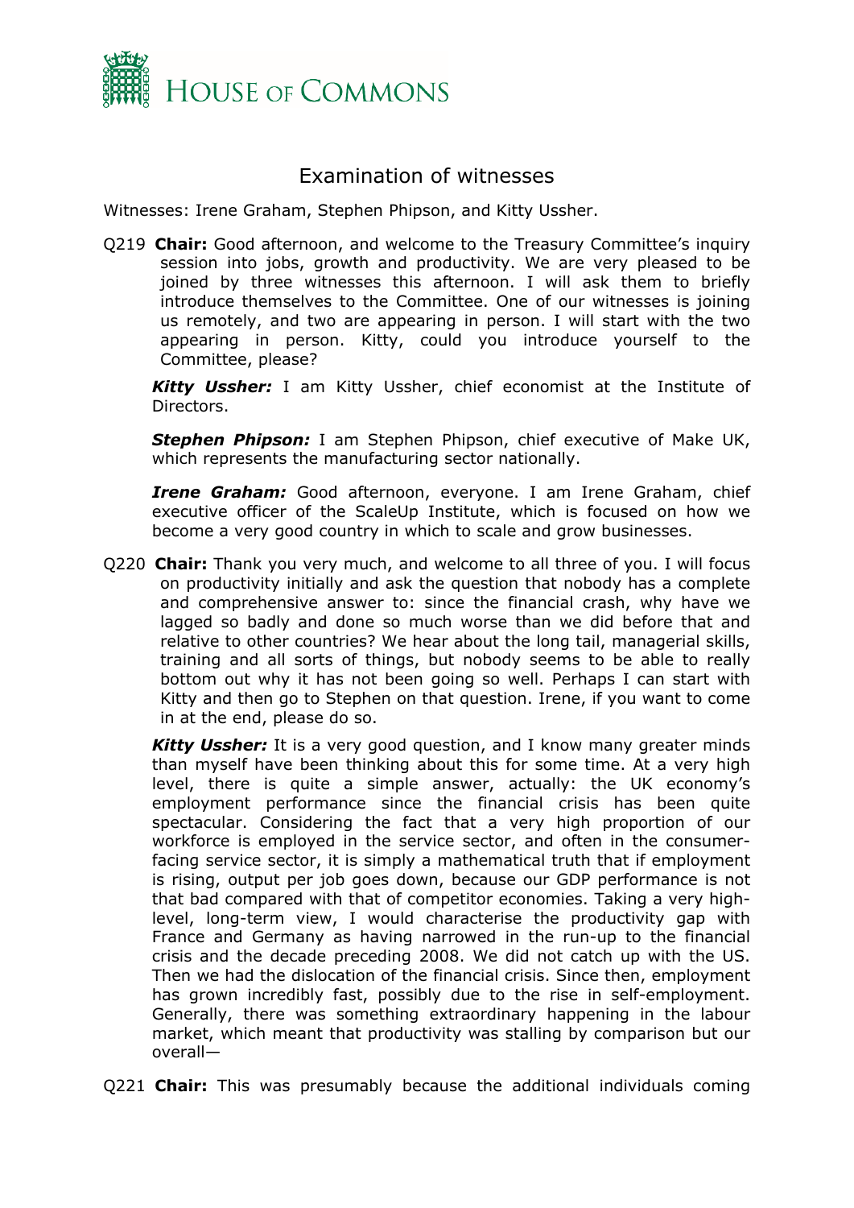# Examination of witnesses

Witnesses: Irene Graham, Stephen Phipson, and Kitty Ussher.

Q219 **Chair:** Good afternoon, and welcome to the Treasury Committee's inquiry session into jobs, growth and productivity. We are very pleased to be joined by three witnesses this afternoon. I will ask them to briefly introduce themselves to the Committee. One of our witnesses is joining us remotely, and two are appearing in person. I will start with the two appearing in person. Kitty, could you introduce yourself to the Committee, please?

***Kitty Ussher:*** I am Kitty Ussher, chief economist at the Institute of Directors.

***Stephen Phipson:*** I am Stephen Phipson, chief executive of Make UK, which represents the manufacturing sector nationally.

***Irene Graham:*** Good afternoon, everyone. I am Irene Graham, chief executive officer of the ScaleUp Institute, which is focused on how we become a very good country in which to scale and grow businesses.

Q220 **Chair:** Thank you very much, and welcome to all three of you. I will focus on productivity initially and ask the question that nobody has a complete and comprehensive answer to: since the financial crash, why have we lagged so badly and done so much worse than we did before that and relative to other countries? We hear about the long tail, managerial skills, training and all sorts of things, but nobody seems to be able to really bottom out why it has not been going so well. Perhaps I can start with Kitty and then go to Stephen on that question. Irene, if you want to come in at the end, please do so.

***Kitty Ussher:*** It is a very good question, and I know many greater minds than myself have been thinking about this for some time. At a very high level, there is quite a simple answer, actually: the UK economy's employment performance since the financial crisis has been quite spectacular. Considering the fact that a very high proportion of our workforce is employed in the service sector, and often in the consumer-facing service sector, it is simply a mathematical truth that if employment is rising, output per job goes down, because our GDP performance is not that bad compared with that of competitor economies. Taking a very high-level, long-term view, I would characterise the productivity gap with France and Germany as having narrowed in the run-up to the financial crisis and the decade preceding 2008. We did not catch up with the US. Then we had the dislocation of the financial crisis. Since then, employment has grown incredibly fast, possibly due to the rise in self-employment. Generally, there was something extraordinary happening in the labour market, which meant that productivity was stalling by comparison but our overall—

Q221 **Chair:** This was presumably because the additional individuals coming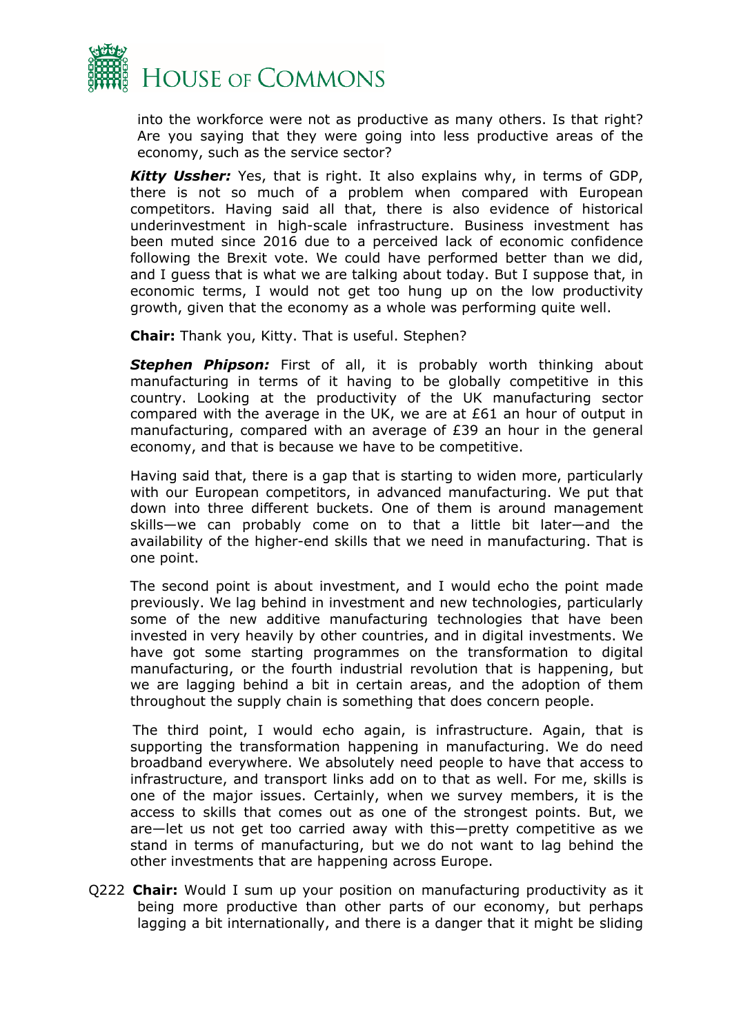into the workforce were not as productive as many others. Is that right? Are you saying that they were going into less productive areas of the economy, such as the service sector?

***Kitty Ussher:*** Yes, that is right. It also explains why, in terms of GDP, there is not so much of a problem when compared with European competitors. Having said all that, there is also evidence of historical underinvestment in high-scale infrastructure. Business investment has been muted since 2016 due to a perceived lack of economic confidence following the Brexit vote. We could have performed better than we did, and I guess that is what we are talking about today. But I suppose that, in economic terms, I would not get too hung up on the low productivity growth, given that the economy as a whole was performing quite well.

**Chair:** Thank you, Kitty. That is useful. Stephen?

***Stephen Phipson:*** First of all, it is probably worth thinking about manufacturing in terms of it having to be globally competitive in this country. Looking at the productivity of the UK manufacturing sector compared with the average in the UK, we are at £61 an hour of output in manufacturing, compared with an average of £39 an hour in the general economy, and that is because we have to be competitive.

Having said that, there is a gap that is starting to widen more, particularly with our European competitors, in advanced manufacturing. We put that down into three different buckets. One of them is around management skills—we can probably come on to that a little bit later—and the availability of the higher-end skills that we need in manufacturing. That is one point.

The second point is about investment, and I would echo the point made previously. We lag behind in investment and new technologies, particularly some of the new additive manufacturing technologies that have been invested in very heavily by other countries, and in digital investments. We have got some starting programmes on the transformation to digital manufacturing, or the fourth industrial revolution that is happening, but we are lagging behind a bit in certain areas, and the adoption of them throughout the supply chain is something that does concern people.

The third point, I would echo again, is infrastructure. Again, that is supporting the transformation happening in manufacturing. We do need broadband everywhere. We absolutely need people to have that access to infrastructure, and transport links add on to that as well. For me, skills is one of the major issues. Certainly, when we survey members, it is the access to skills that comes out as one of the strongest points. But, we are—let us not get too carried away with this—pretty competitive as we stand in terms of manufacturing, but we do not want to lag behind the other investments that are happening across Europe.

Q222 **Chair:** Would I sum up your position on manufacturing productivity as it being more productive than other parts of our economy, but perhaps lagging a bit internationally, and there is a danger that it might be sliding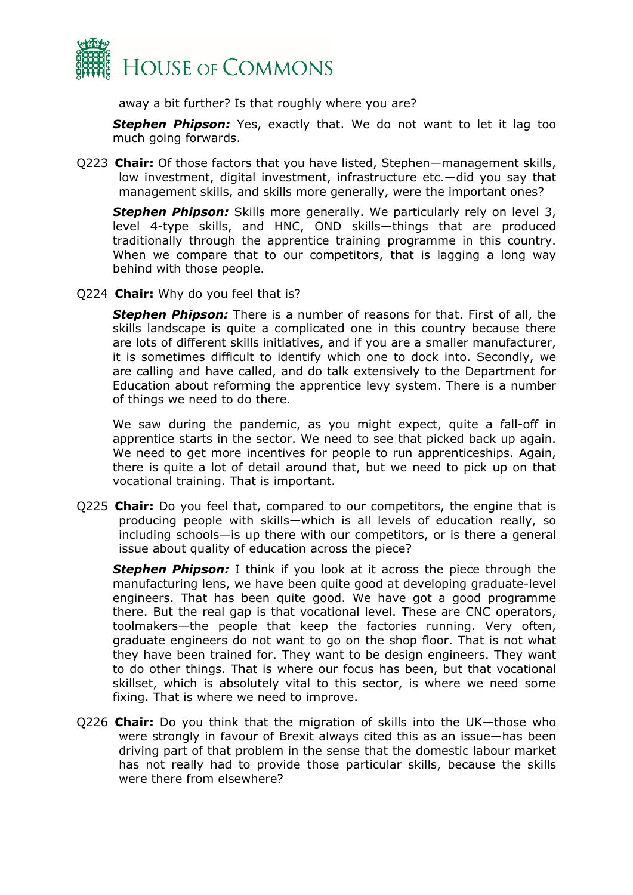away a bit further? Is that roughly where you are?

***Stephen Phipson:*** Yes, exactly that. We do not want to let it lag too much going forwards.

Q223 **Chair:** Of those factors that you have listed, Stephen—management skills, low investment, digital investment, infrastructure etc.—did you say that management skills, and skills more generally, were the important ones?

***Stephen Phipson:*** Skills more generally. We particularly rely on level 3, level 4-type skills, and HNC, OND skills—things that are produced traditionally through the apprentice training programme in this country. When we compare that to our competitors, that is lagging a long way behind with those people.

Q224 **Chair:** Why do you feel that is?

***Stephen Phipson:*** There is a number of reasons for that. First of all, the skills landscape is quite a complicated one in this country because there are lots of different skills initiatives, and if you are a smaller manufacturer, it is sometimes difficult to identify which one to dock into. Secondly, we are calling and have called, and do talk extensively to the Department for Education about reforming the apprentice levy system. There is a number of things we need to do there.

We saw during the pandemic, as you might expect, quite a fall-off in apprentice starts in the sector. We need to see that picked back up again. We need to get more incentives for people to run apprenticeships. Again, there is quite a lot of detail around that, but we need to pick up on that vocational training. That is important.

Q225 **Chair:** Do you feel that, compared to our competitors, the engine that is producing people with skills—which is all levels of education really, so including schools—is up there with our competitors, or is there a general issue about quality of education across the piece?

***Stephen Phipson:*** I think if you look at it across the piece through the manufacturing lens, we have been quite good at developing graduate-level engineers. That has been quite good. We have got a good programme there. But the real gap is that vocational level. These are CNC operators, toolmakers—the people that keep the factories running. Very often, graduate engineers do not want to go on the shop floor. That is not what they have been trained for. They want to be design engineers. They want to do other things. That is where our focus has been, but that vocational skillset, which is absolutely vital to this sector, is where we need some fixing. That is where we need to improve.

Q226 **Chair:** Do you think that the migration of skills into the UK—those who were strongly in favour of Brexit always cited this as an issue—has been driving part of that problem in the sense that the domestic labour market has not really had to provide those particular skills, because the skills were there from elsewhere?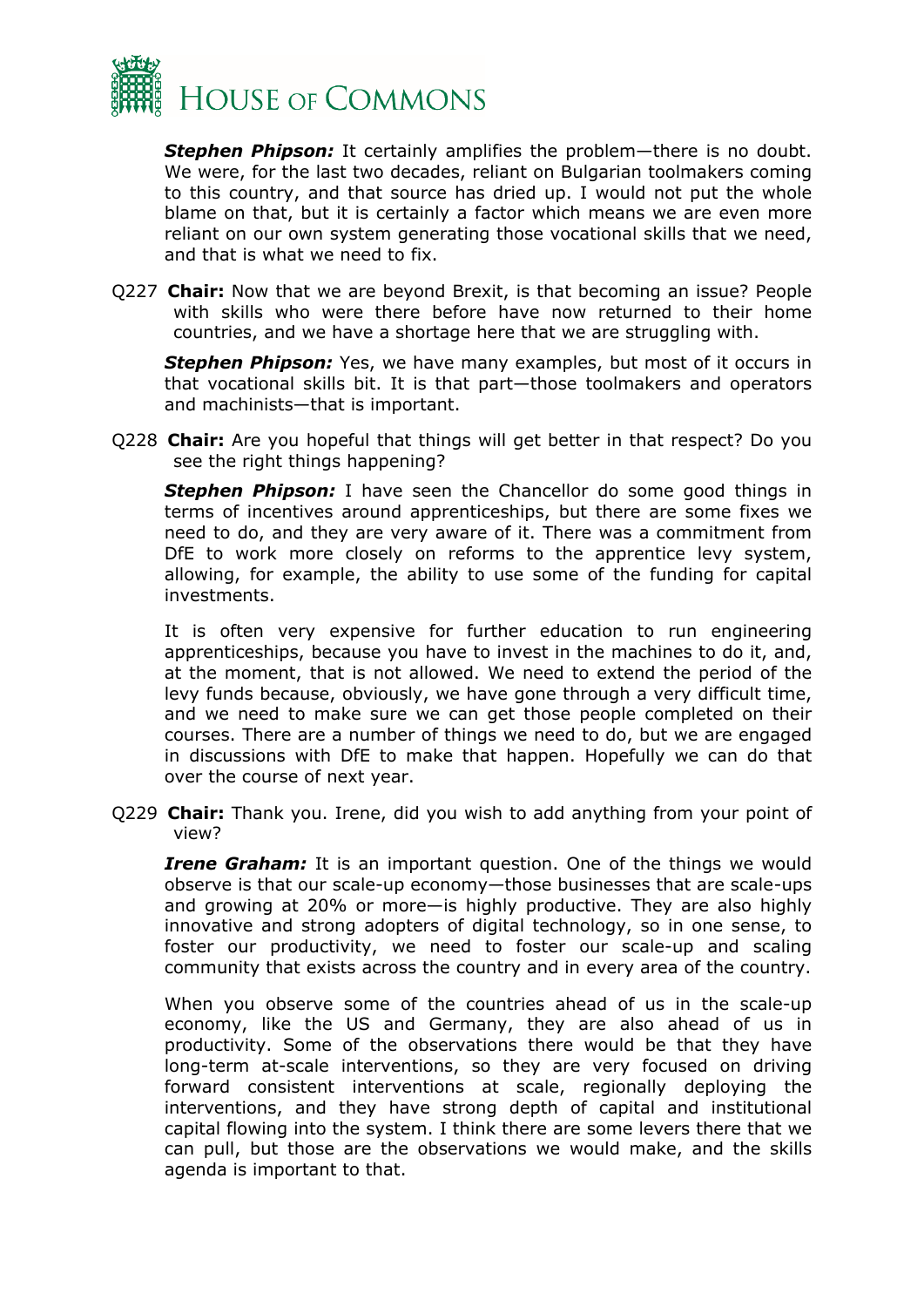***Stephen Phipson:*** It certainly amplifies the problem—there is no doubt. We were, for the last two decades, reliant on Bulgarian toolmakers coming to this country, and that source has dried up. I would not put the whole blame on that, but it is certainly a factor which means we are even more reliant on our own system generating those vocational skills that we need, and that is what we need to fix.

Q227 **Chair:** Now that we are beyond Brexit, is that becoming an issue? People with skills who were there before have now returned to their home countries, and we have a shortage here that we are struggling with.

***Stephen Phipson:*** Yes, we have many examples, but most of it occurs in that vocational skills bit. It is that part—those toolmakers and operators and machinists—that is important.

Q228 **Chair:** Are you hopeful that things will get better in that respect? Do you see the right things happening?

***Stephen Phipson:*** I have seen the Chancellor do some good things in terms of incentives around apprenticeships, but there are some fixes we need to do, and they are very aware of it. There was a commitment from DfE to work more closely on reforms to the apprentice levy system, allowing, for example, the ability to use some of the funding for capital investments.

It is often very expensive for further education to run engineering apprenticeships, because you have to invest in the machines to do it, and, at the moment, that is not allowed. We need to extend the period of the levy funds because, obviously, we have gone through a very difficult time, and we need to make sure we can get those people completed on their courses. There are a number of things we need to do, but we are engaged in discussions with DfE to make that happen. Hopefully we can do that over the course of next year.

Q229 **Chair:** Thank you. Irene, did you wish to add anything from your point of view?

***Irene Graham:*** It is an important question. One of the things we would observe is that our scale-up economy—those businesses that are scale-ups and growing at 20% or more—is highly productive. They are also highly innovative and strong adopters of digital technology, so in one sense, to foster our productivity, we need to foster our scale-up and scaling community that exists across the country and in every area of the country.

When you observe some of the countries ahead of us in the scale-up economy, like the US and Germany, they are also ahead of us in productivity. Some of the observations there would be that they have long-term at-scale interventions, so they are very focused on driving forward consistent interventions at scale, regionally deploying the interventions, and they have strong depth of capital and institutional capital flowing into the system. I think there are some levers there that we can pull, but those are the observations we would make, and the skills agenda is important to that.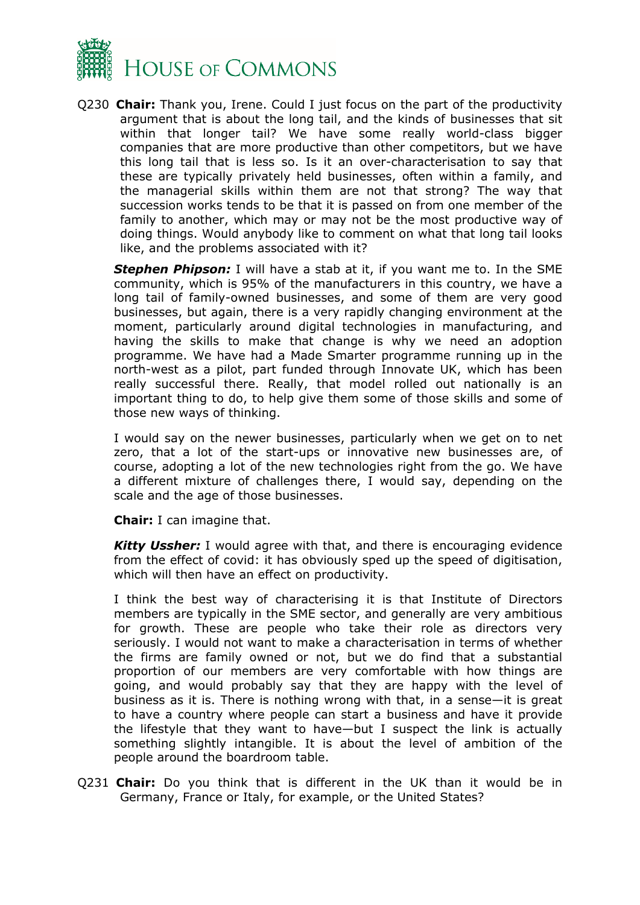Q230 **Chair:** Thank you, Irene. Could I just focus on the part of the productivity argument that is about the long tail, and the kinds of businesses that sit within that longer tail? We have some really world-class bigger companies that are more productive than other competitors, but we have this long tail that is less so. Is it an over-characterisation to say that these are typically privately held businesses, often within a family, and the managerial skills within them are not that strong? The way that succession works tends to be that it is passed on from one member of the family to another, which may or may not be the most productive way of doing things. Would anybody like to comment on what that long tail looks like, and the problems associated with it?

***Stephen Phipson:*** I will have a stab at it, if you want me to. In the SME community, which is 95% of the manufacturers in this country, we have a long tail of family-owned businesses, and some of them are very good businesses, but again, there is a very rapidly changing environment at the moment, particularly around digital technologies in manufacturing, and having the skills to make that change is why we need an adoption programme. We have had a Made Smarter programme running up in the north-west as a pilot, part funded through Innovate UK, which has been really successful there. Really, that model rolled out nationally is an important thing to do, to help give them some of those skills and some of those new ways of thinking.

I would say on the newer businesses, particularly when we get on to net zero, that a lot of the start-ups or innovative new businesses are, of course, adopting a lot of the new technologies right from the go. We have a different mixture of challenges there, I would say, depending on the scale and the age of those businesses.

**Chair:** I can imagine that.

***Kitty Ussher:*** I would agree with that, and there is encouraging evidence from the effect of covid: it has obviously sped up the speed of digitisation, which will then have an effect on productivity.

I think the best way of characterising it is that Institute of Directors members are typically in the SME sector, and generally are very ambitious for growth. These are people who take their role as directors very seriously. I would not want to make a characterisation in terms of whether the firms are family owned or not, but we do find that a substantial proportion of our members are very comfortable with how things are going, and would probably say that they are happy with the level of business as it is. There is nothing wrong with that, in a sense—it is great to have a country where people can start a business and have it provide the lifestyle that they want to have—but I suspect the link is actually something slightly intangible. It is about the level of ambition of the people around the boardroom table.

Q231 **Chair:** Do you think that is different in the UK than it would be in Germany, France or Italy, for example, or the United States?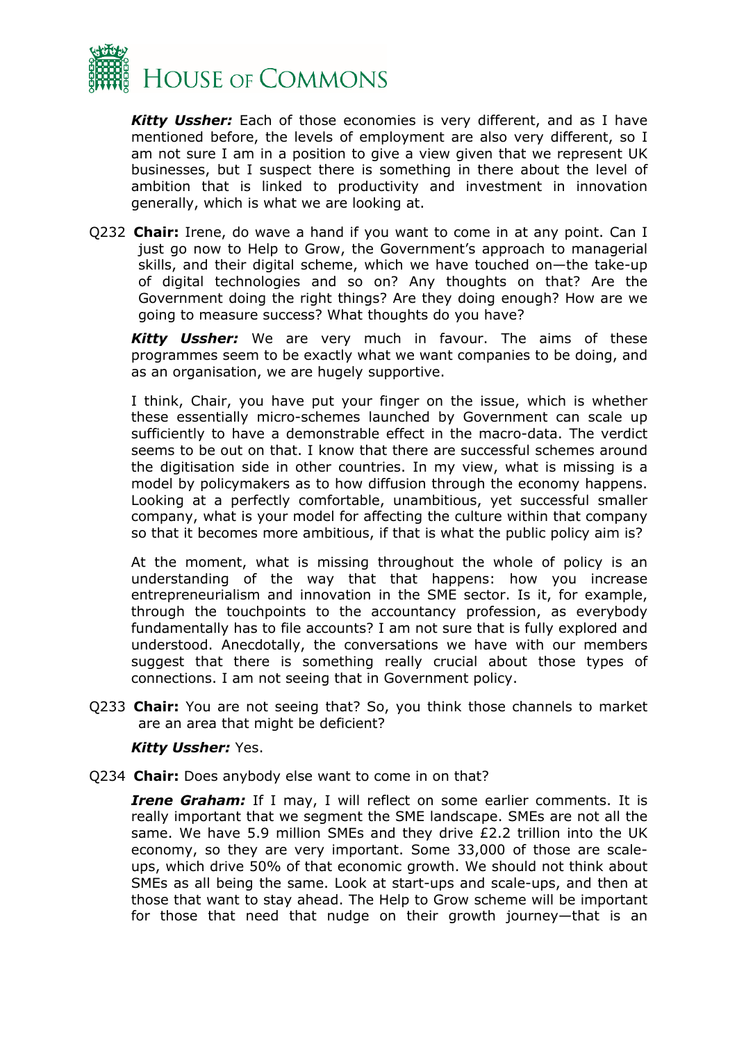***Kitty Ussher:*** Each of those economies is very different, and as I have mentioned before, the levels of employment are also very different, so I am not sure I am in a position to give a view given that we represent UK businesses, but I suspect there is something in there about the level of ambition that is linked to productivity and investment in innovation generally, which is what we are looking at.

Q232 **Chair:** Irene, do wave a hand if you want to come in at any point. Can I just go now to Help to Grow, the Government's approach to managerial skills, and their digital scheme, which we have touched on—the take-up of digital technologies and so on? Any thoughts on that? Are the Government doing the right things? Are they doing enough? How are we going to measure success? What thoughts do you have?

***Kitty Ussher:*** We are very much in favour. The aims of these programmes seem to be exactly what we want companies to be doing, and as an organisation, we are hugely supportive.

I think, Chair, you have put your finger on the issue, which is whether these essentially micro-schemes launched by Government can scale up sufficiently to have a demonstrable effect in the macro-data. The verdict seems to be out on that. I know that there are successful schemes around the digitisation side in other countries. In my view, what is missing is a model by policymakers as to how diffusion through the economy happens. Looking at a perfectly comfortable, unambitious, yet successful smaller company, what is your model for affecting the culture within that company so that it becomes more ambitious, if that is what the public policy aim is?

At the moment, what is missing throughout the whole of policy is an understanding of the way that that happens: how you increase entrepreneurialism and innovation in the SME sector. Is it, for example, through the touchpoints to the accountancy profession, as everybody fundamentally has to file accounts? I am not sure that is fully explored and understood. Anecdotally, the conversations we have with our members suggest that there is something really crucial about those types of connections. I am not seeing that in Government policy.

Q233 **Chair:** You are not seeing that? So, you think those channels to market are an area that might be deficient?

***Kitty Ussher:*** Yes.

Q234 **Chair:** Does anybody else want to come in on that?

***Irene Graham:*** If I may, I will reflect on some earlier comments. It is really important that we segment the SME landscape. SMEs are not all the same. We have 5.9 million SMEs and they drive £2.2 trillion into the UK economy, so they are very important. Some 33,000 of those are scale-ups, which drive 50% of that economic growth. We should not think about SMEs as all being the same. Look at start-ups and scale-ups, and then at those that want to stay ahead. The Help to Grow scheme will be important for those that need that nudge on their growth journey—that is an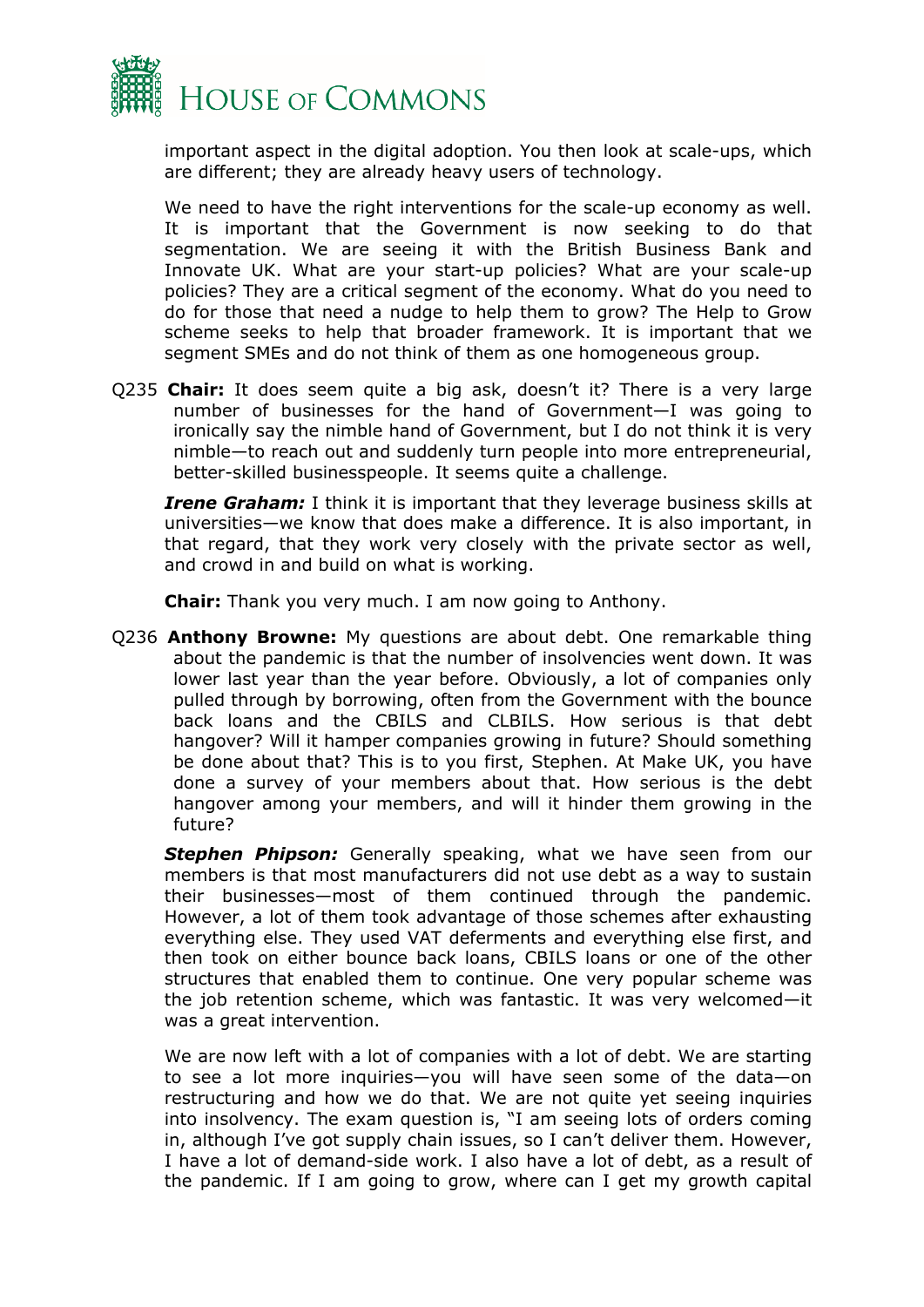important aspect in the digital adoption. You then look at scale-ups, which are different; they are already heavy users of technology.

We need to have the right interventions for the scale-up economy as well. It is important that the Government is now seeking to do that segmentation. We are seeing it with the British Business Bank and Innovate UK. What are your start-up policies? What are your scale-up policies? They are a critical segment of the economy. What do you need to do for those that need a nudge to help them to grow? The Help to Grow scheme seeks to help that broader framework. It is important that we segment SMEs and do not think of them as one homogeneous group.

Q235 **Chair:** It does seem quite a big ask, doesn't it? There is a very large number of businesses for the hand of Government—I was going to ironically say the nimble hand of Government, but I do not think it is very nimble—to reach out and suddenly turn people into more entrepreneurial, better-skilled businesspeople. It seems quite a challenge.

***Irene Graham:*** I think it is important that they leverage business skills at universities—we know that does make a difference. It is also important, in that regard, that they work very closely with the private sector as well, and crowd in and build on what is working.

**Chair:** Thank you very much. I am now going to Anthony.

Q236 **Anthony Browne:** My questions are about debt. One remarkable thing about the pandemic is that the number of insolvencies went down. It was lower last year than the year before. Obviously, a lot of companies only pulled through by borrowing, often from the Government with the bounce back loans and the CBILS and CLBILS. How serious is that debt hangover? Will it hamper companies growing in future? Should something be done about that? This is to you first, Stephen. At Make UK, you have done a survey of your members about that. How serious is the debt hangover among your members, and will it hinder them growing in the future?

***Stephen Phipson:*** Generally speaking, what we have seen from our members is that most manufacturers did not use debt as a way to sustain their businesses—most of them continued through the pandemic. However, a lot of them took advantage of those schemes after exhausting everything else. They used VAT deferments and everything else first, and then took on either bounce back loans, CBILS loans or one of the other structures that enabled them to continue. One very popular scheme was the job retention scheme, which was fantastic. It was very welcomed—it was a great intervention.

We are now left with a lot of companies with a lot of debt. We are starting to see a lot more inquiries—you will have seen some of the data—on restructuring and how we do that. We are not quite yet seeing inquiries into insolvency. The exam question is, "I am seeing lots of orders coming in, although I've got supply chain issues, so I can't deliver them. However, I have a lot of demand-side work. I also have a lot of debt, as a result of the pandemic. If I am going to grow, where can I get my growth capital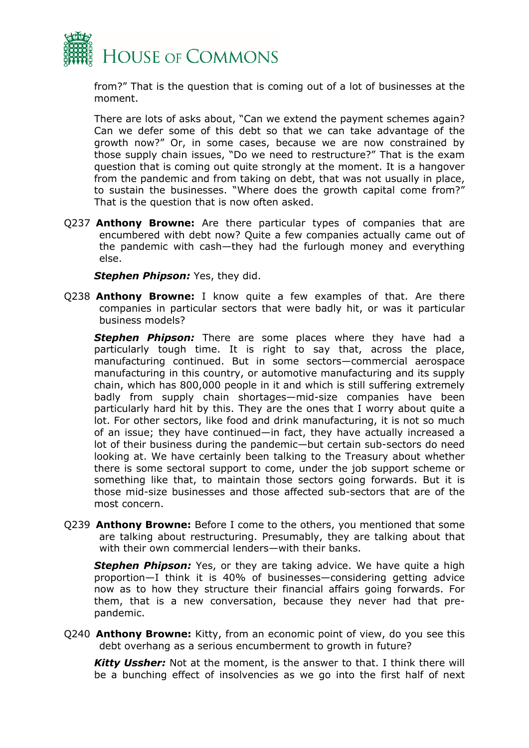from?" That is the question that is coming out of a lot of businesses at the moment.

There are lots of asks about, "Can we extend the payment schemes again? Can we defer some of this debt so that we can take advantage of the growth now?" Or, in some cases, because we are now constrained by those supply chain issues, "Do we need to restructure?" That is the exam question that is coming out quite strongly at the moment. It is a hangover from the pandemic and from taking on debt, that was not usually in place, to sustain the businesses. "Where does the growth capital come from?" That is the question that is now often asked.

Q237 **Anthony Browne:** Are there particular types of companies that are encumbered with debt now? Quite a few companies actually came out of the pandemic with cash—they had the furlough money and everything else.

***Stephen Phipson:*** Yes, they did.

Q238 **Anthony Browne:** I know quite a few examples of that. Are there companies in particular sectors that were badly hit, or was it particular business models?

***Stephen Phipson:*** There are some places where they have had a particularly tough time. It is right to say that, across the place, manufacturing continued. But in some sectors—commercial aerospace manufacturing in this country, or automotive manufacturing and its supply chain, which has 800,000 people in it and which is still suffering extremely badly from supply chain shortages—mid-size companies have been particularly hard hit by this. They are the ones that I worry about quite a lot. For other sectors, like food and drink manufacturing, it is not so much of an issue; they have continued—in fact, they have actually increased a lot of their business during the pandemic—but certain sub-sectors do need looking at. We have certainly been talking to the Treasury about whether there is some sectoral support to come, under the job support scheme or something like that, to maintain those sectors going forwards. But it is those mid-size businesses and those affected sub-sectors that are of the most concern.

Q239 **Anthony Browne:** Before I come to the others, you mentioned that some are talking about restructuring. Presumably, they are talking about that with their own commercial lenders—with their banks.

***Stephen Phipson:*** Yes, or they are taking advice. We have quite a high proportion—I think it is 40% of businesses—considering getting advice now as to how they structure their financial affairs going forwards. For them, that is a new conversation, because they never had that pre-pandemic.

Q240 **Anthony Browne:** Kitty, from an economic point of view, do you see this debt overhang as a serious encumberment to growth in future?

***Kitty Ussher:*** Not at the moment, is the answer to that. I think there will be a bunching effect of insolvencies as we go into the first half of next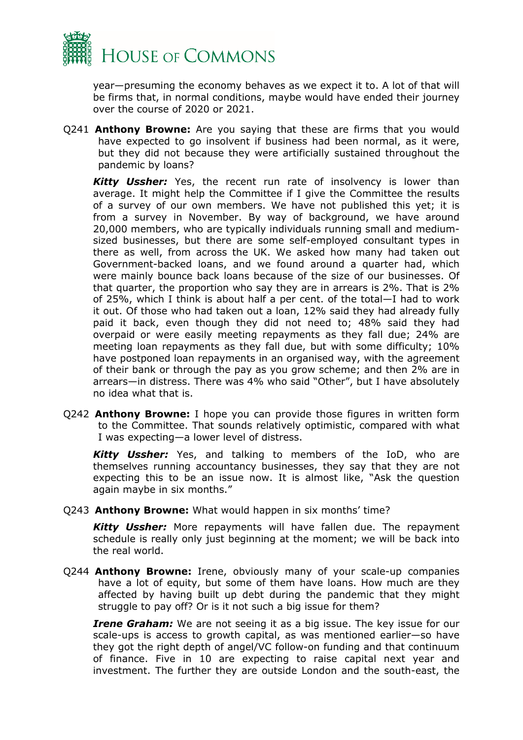year—presuming the economy behaves as we expect it to. A lot of that will be firms that, in normal conditions, maybe would have ended their journey over the course of 2020 or 2021.

Q241 **Anthony Browne:** Are you saying that these are firms that you would have expected to go insolvent if business had been normal, as it were, but they did not because they were artificially sustained throughout the pandemic by loans?

***Kitty Ussher:*** Yes, the recent run rate of insolvency is lower than average. It might help the Committee if I give the Committee the results of a survey of our own members. We have not published this yet; it is from a survey in November. By way of background, we have around 20,000 members, who are typically individuals running small and medium-sized businesses, but there are some self-employed consultant types in there as well, from across the UK. We asked how many had taken out Government-backed loans, and we found around a quarter had, which were mainly bounce back loans because of the size of our businesses. Of that quarter, the proportion who say they are in arrears is 2%. That is 2% of 25%, which I think is about half a per cent. of the total—I had to work it out. Of those who had taken out a loan, 12% said they had already fully paid it back, even though they did not need to; 48% said they had overpaid or were easily meeting repayments as they fall due; 24% are meeting loan repayments as they fall due, but with some difficulty; 10% have postponed loan repayments in an organised way, with the agreement of their bank or through the pay as you grow scheme; and then 2% are in arrears—in distress. There was 4% who said "Other", but I have absolutely no idea what that is.

Q242 **Anthony Browne:** I hope you can provide those figures in written form to the Committee. That sounds relatively optimistic, compared with what I was expecting—a lower level of distress.

***Kitty Ussher:*** Yes, and talking to members of the IoD, who are themselves running accountancy businesses, they say that they are not expecting this to be an issue now. It is almost like, "Ask the question again maybe in six months."

Q243 **Anthony Browne:** What would happen in six months' time?

***Kitty Ussher:*** More repayments will have fallen due. The repayment schedule is really only just beginning at the moment; we will be back into the real world.

Q244 **Anthony Browne:** Irene, obviously many of your scale-up companies have a lot of equity, but some of them have loans. How much are they affected by having built up debt during the pandemic that they might struggle to pay off? Or is it not such a big issue for them?

***Irene Graham:*** We are not seeing it as a big issue. The key issue for our scale-ups is access to growth capital, as was mentioned earlier—so have they got the right depth of angel/VC follow-on funding and that continuum of finance. Five in 10 are expecting to raise capital next year and investment. The further they are outside London and the south-east, the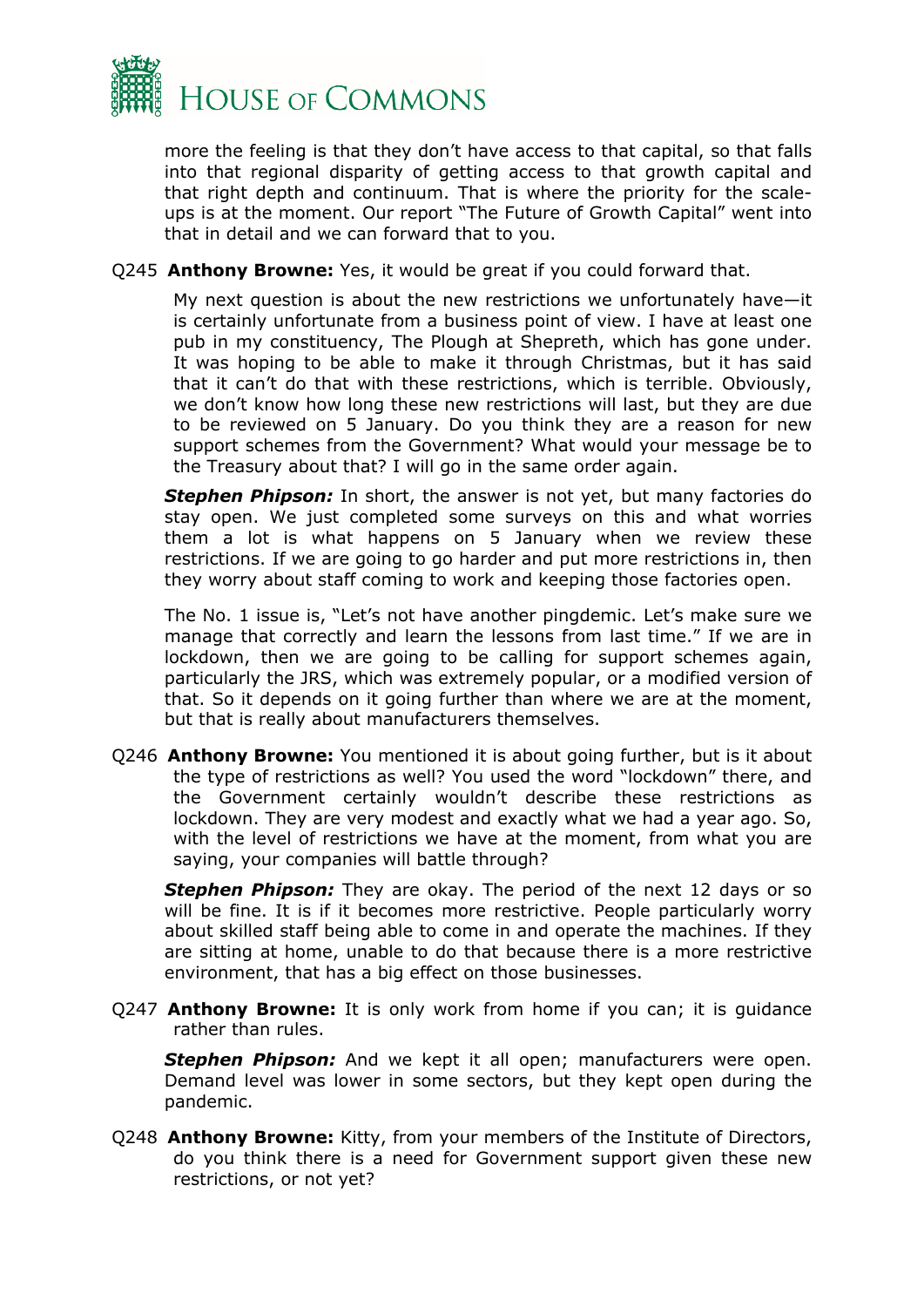more the feeling is that they don't have access to that capital, so that falls into that regional disparity of getting access to that growth capital and that right depth and continuum. That is where the priority for the scale-ups is at the moment. Our report "The Future of Growth Capital" went into that in detail and we can forward that to you.

Q245 **Anthony Browne:** Yes, it would be great if you could forward that.

My next question is about the new restrictions we unfortunately have—it is certainly unfortunate from a business point of view. I have at least one pub in my constituency, The Plough at Shepreth, which has gone under. It was hoping to be able to make it through Christmas, but it has said that it can't do that with these restrictions, which is terrible. Obviously, we don't know how long these new restrictions will last, but they are due to be reviewed on 5 January. Do you think they are a reason for new support schemes from the Government? What would your message be to the Treasury about that? I will go in the same order again.

***Stephen Phipson:*** In short, the answer is not yet, but many factories do stay open. We just completed some surveys on this and what worries them a lot is what happens on 5 January when we review these restrictions. If we are going to go harder and put more restrictions in, then they worry about staff coming to work and keeping those factories open.

The No. 1 issue is, "Let's not have another pingdemic. Let's make sure we manage that correctly and learn the lessons from last time." If we are in lockdown, then we are going to be calling for support schemes again, particularly the JRS, which was extremely popular, or a modified version of that. So it depends on it going further than where we are at the moment, but that is really about manufacturers themselves.

Q246 **Anthony Browne:** You mentioned it is about going further, but is it about the type of restrictions as well? You used the word "lockdown" there, and the Government certainly wouldn't describe these restrictions as lockdown. They are very modest and exactly what we had a year ago. So, with the level of restrictions we have at the moment, from what you are saying, your companies will battle through?

***Stephen Phipson:*** They are okay. The period of the next 12 days or so will be fine. It is if it becomes more restrictive. People particularly worry about skilled staff being able to come in and operate the machines. If they are sitting at home, unable to do that because there is a more restrictive environment, that has a big effect on those businesses.

Q247 **Anthony Browne:** It is only work from home if you can; it is guidance rather than rules.

***Stephen Phipson:*** And we kept it all open; manufacturers were open. Demand level was lower in some sectors, but they kept open during the pandemic.

Q248 **Anthony Browne:** Kitty, from your members of the Institute of Directors, do you think there is a need for Government support given these new restrictions, or not yet?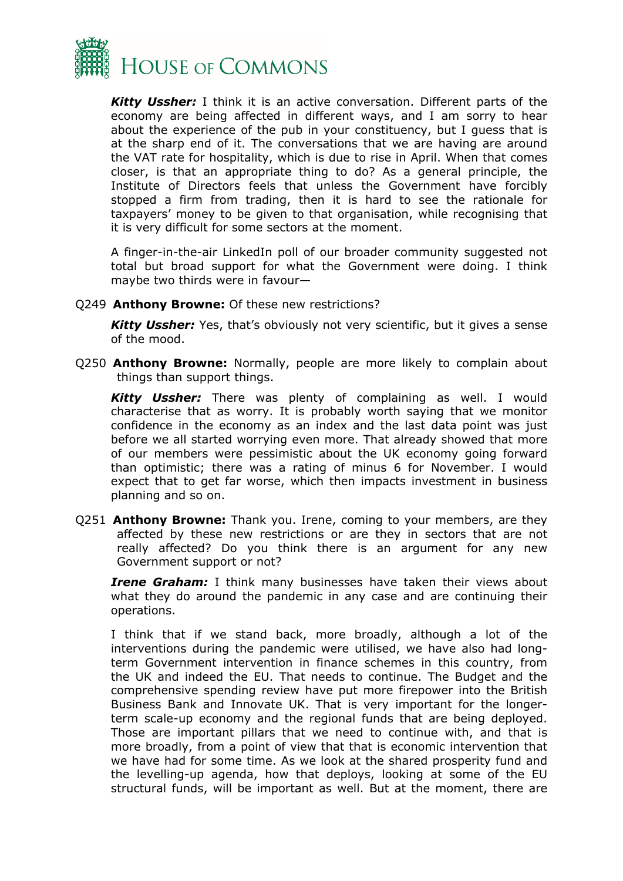***Kitty Ussher:*** I think it is an active conversation. Different parts of the economy are being affected in different ways, and I am sorry to hear about the experience of the pub in your constituency, but I guess that is at the sharp end of it. The conversations that we are having are around the VAT rate for hospitality, which is due to rise in April. When that comes closer, is that an appropriate thing to do? As a general principle, the Institute of Directors feels that unless the Government have forcibly stopped a firm from trading, then it is hard to see the rationale for taxpayers' money to be given to that organisation, while recognising that it is very difficult for some sectors at the moment.

A finger-in-the-air LinkedIn poll of our broader community suggested not total but broad support for what the Government were doing. I think maybe two thirds were in favour—

Q249 **Anthony Browne:** Of these new restrictions?

***Kitty Ussher:*** Yes, that's obviously not very scientific, but it gives a sense of the mood.

Q250 **Anthony Browne:** Normally, people are more likely to complain about things than support things.

***Kitty Ussher:*** There was plenty of complaining as well. I would characterise that as worry. It is probably worth saying that we monitor confidence in the economy as an index and the last data point was just before we all started worrying even more. That already showed that more of our members were pessimistic about the UK economy going forward than optimistic; there was a rating of minus 6 for November. I would expect that to get far worse, which then impacts investment in business planning and so on.

Q251 **Anthony Browne:** Thank you. Irene, coming to your members, are they affected by these new restrictions or are they in sectors that are not really affected? Do you think there is an argument for any new Government support or not?

***Irene Graham:*** I think many businesses have taken their views about what they do around the pandemic in any case and are continuing their operations.

I think that if we stand back, more broadly, although a lot of the interventions during the pandemic were utilised, we have also had long-term Government intervention in finance schemes in this country, from the UK and indeed the EU. That needs to continue. The Budget and the comprehensive spending review have put more firepower into the British Business Bank and Innovate UK. That is very important for the longer-term scale-up economy and the regional funds that are being deployed. Those are important pillars that we need to continue with, and that is more broadly, from a point of view that that is economic intervention that we have had for some time. As we look at the shared prosperity fund and the levelling-up agenda, how that deploys, looking at some of the EU structural funds, will be important as well. But at the moment, there are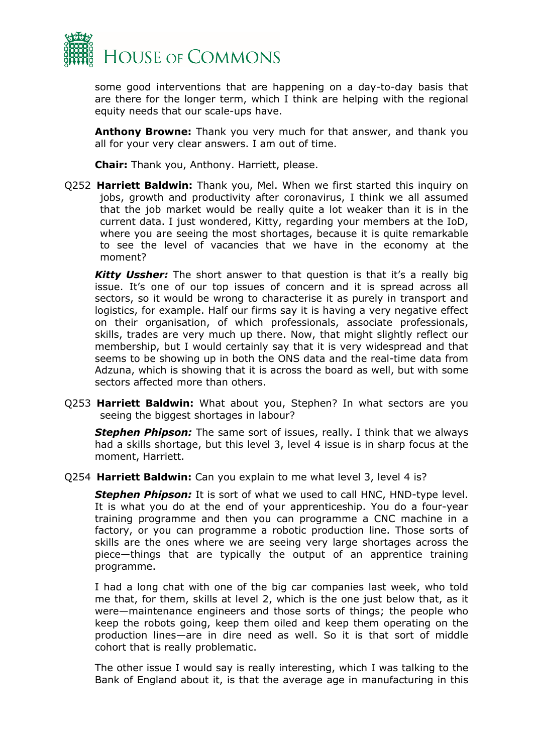some good interventions that are happening on a day-to-day basis that are there for the longer term, which I think are helping with the regional equity needs that our scale-ups have.

**Anthony Browne:** Thank you very much for that answer, and thank you all for your very clear answers. I am out of time.

**Chair:** Thank you, Anthony. Harriett, please.

Q252 **Harriett Baldwin:** Thank you, Mel. When we first started this inquiry on jobs, growth and productivity after coronavirus, I think we all assumed that the job market would be really quite a lot weaker than it is in the current data. I just wondered, Kitty, regarding your members at the IoD, where you are seeing the most shortages, because it is quite remarkable to see the level of vacancies that we have in the economy at the moment?

***Kitty Ussher:*** The short answer to that question is that it's a really big issue. It's one of our top issues of concern and it is spread across all sectors, so it would be wrong to characterise it as purely in transport and logistics, for example. Half our firms say it is having a very negative effect on their organisation, of which professionals, associate professionals, skills, trades are very much up there. Now, that might slightly reflect our membership, but I would certainly say that it is very widespread and that seems to be showing up in both the ONS data and the real-time data from Adzuna, which is showing that it is across the board as well, but with some sectors affected more than others.

Q253 **Harriett Baldwin:** What about you, Stephen? In what sectors are you seeing the biggest shortages in labour?

***Stephen Phipson:*** The same sort of issues, really. I think that we always had a skills shortage, but this level 3, level 4 issue is in sharp focus at the moment, Harriett.

Q254 **Harriett Baldwin:** Can you explain to me what level 3, level 4 is?

***Stephen Phipson:*** It is sort of what we used to call HNC, HND-type level. It is what you do at the end of your apprenticeship. You do a four-year training programme and then you can programme a CNC machine in a factory, or you can programme a robotic production line. Those sorts of skills are the ones where we are seeing very large shortages across the piece—things that are typically the output of an apprentice training programme.

I had a long chat with one of the big car companies last week, who told me that, for them, skills at level 2, which is the one just below that, as it were—maintenance engineers and those sorts of things; the people who keep the robots going, keep them oiled and keep them operating on the production lines—are in dire need as well. So it is that sort of middle cohort that is really problematic.

The other issue I would say is really interesting, which I was talking to the Bank of England about it, is that the average age in manufacturing in this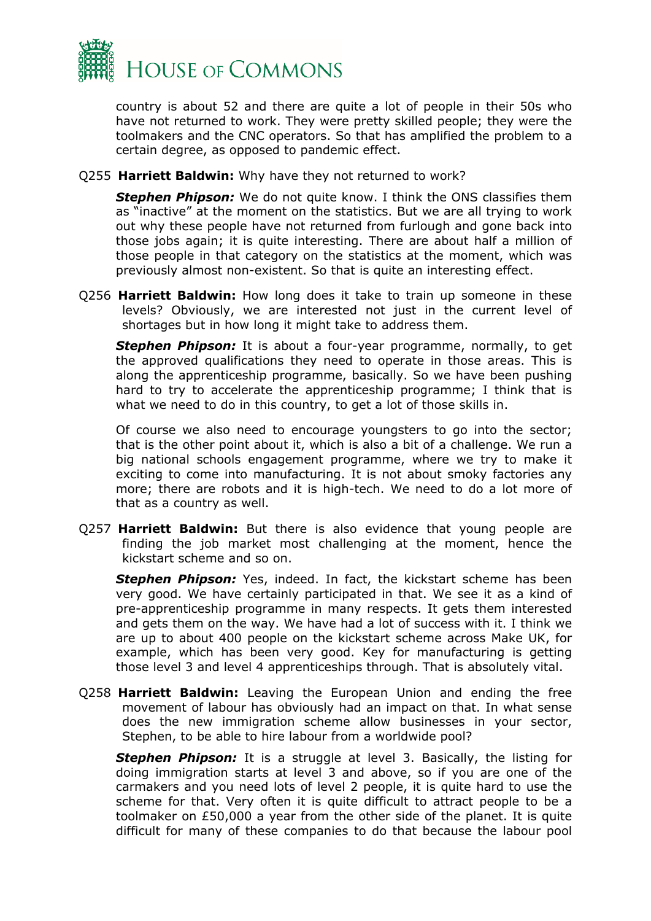country is about 52 and there are quite a lot of people in their 50s who have not returned to work. They were pretty skilled people; they were the toolmakers and the CNC operators. So that has amplified the problem to a certain degree, as opposed to pandemic effect.

Q255 **Harriett Baldwin:** Why have they not returned to work?

***Stephen Phipson:*** We do not quite know. I think the ONS classifies them as "inactive" at the moment on the statistics. But we are all trying to work out why these people have not returned from furlough and gone back into those jobs again; it is quite interesting. There are about half a million of those people in that category on the statistics at the moment, which was previously almost non-existent. So that is quite an interesting effect.

Q256 **Harriett Baldwin:** How long does it take to train up someone in these levels? Obviously, we are interested not just in the current level of shortages but in how long it might take to address them.

***Stephen Phipson:*** It is about a four-year programme, normally, to get the approved qualifications they need to operate in those areas. This is along the apprenticeship programme, basically. So we have been pushing hard to try to accelerate the apprenticeship programme; I think that is what we need to do in this country, to get a lot of those skills in.

Of course we also need to encourage youngsters to go into the sector; that is the other point about it, which is also a bit of a challenge. We run a big national schools engagement programme, where we try to make it exciting to come into manufacturing. It is not about smoky factories any more; there are robots and it is high-tech. We need to do a lot more of that as a country as well.

Q257 **Harriett Baldwin:** But there is also evidence that young people are finding the job market most challenging at the moment, hence the kickstart scheme and so on.

***Stephen Phipson:*** Yes, indeed. In fact, the kickstart scheme has been very good. We have certainly participated in that. We see it as a kind of pre-apprenticeship programme in many respects. It gets them interested and gets them on the way. We have had a lot of success with it. I think we are up to about 400 people on the kickstart scheme across Make UK, for example, which has been very good. Key for manufacturing is getting those level 3 and level 4 apprenticeships through. That is absolutely vital.

Q258 **Harriett Baldwin:** Leaving the European Union and ending the free movement of labour has obviously had an impact on that. In what sense does the new immigration scheme allow businesses in your sector, Stephen, to be able to hire labour from a worldwide pool?

***Stephen Phipson:*** It is a struggle at level 3. Basically, the listing for doing immigration starts at level 3 and above, so if you are one of the carmakers and you need lots of level 2 people, it is quite hard to use the scheme for that. Very often it is quite difficult to attract people to be a toolmaker on £50,000 a year from the other side of the planet. It is quite difficult for many of these companies to do that because the labour pool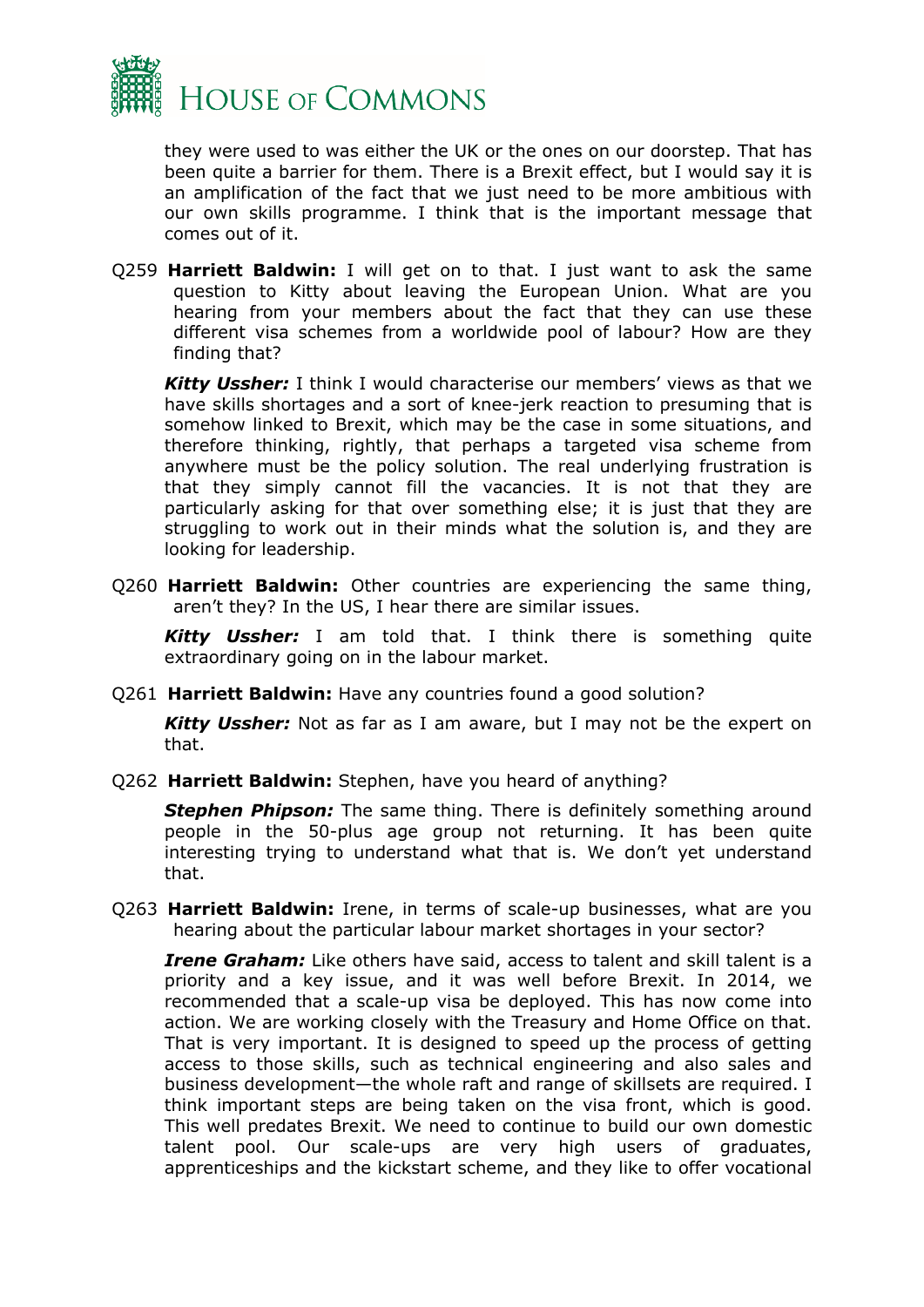they were used to was either the UK or the ones on our doorstep. That has been quite a barrier for them. There is a Brexit effect, but I would say it is an amplification of the fact that we just need to be more ambitious with our own skills programme. I think that is the important message that comes out of it.

Q259 **Harriett Baldwin:** I will get on to that. I just want to ask the same question to Kitty about leaving the European Union. What are you hearing from your members about the fact that they can use these different visa schemes from a worldwide pool of labour? How are they finding that?

***Kitty Ussher:*** I think I would characterise our members' views as that we have skills shortages and a sort of knee-jerk reaction to presuming that is somehow linked to Brexit, which may be the case in some situations, and therefore thinking, rightly, that perhaps a targeted visa scheme from anywhere must be the policy solution. The real underlying frustration is that they simply cannot fill the vacancies. It is not that they are particularly asking for that over something else; it is just that they are struggling to work out in their minds what the solution is, and they are looking for leadership.

Q260 **Harriett Baldwin:** Other countries are experiencing the same thing, aren't they? In the US, I hear there are similar issues.

***Kitty Ussher:*** I am told that. I think there is something quite extraordinary going on in the labour market.

Q261 **Harriett Baldwin:** Have any countries found a good solution?

***Kitty Ussher:*** Not as far as I am aware, but I may not be the expert on that.

Q262 **Harriett Baldwin:** Stephen, have you heard of anything?

***Stephen Phipson:*** The same thing. There is definitely something around people in the 50-plus age group not returning. It has been quite interesting trying to understand what that is. We don't yet understand that.

Q263 **Harriett Baldwin:** Irene, in terms of scale-up businesses, what are you hearing about the particular labour market shortages in your sector?

***Irene Graham:*** Like others have said, access to talent and skill talent is a priority and a key issue, and it was well before Brexit. In 2014, we recommended that a scale-up visa be deployed. This has now come into action. We are working closely with the Treasury and Home Office on that. That is very important. It is designed to speed up the process of getting access to those skills, such as technical engineering and also sales and business development—the whole raft and range of skillsets are required. I think important steps are being taken on the visa front, which is good. This well predates Brexit. We need to continue to build our own domestic talent pool. Our scale-ups are very high users of graduates, apprenticeships and the kickstart scheme, and they like to offer vocational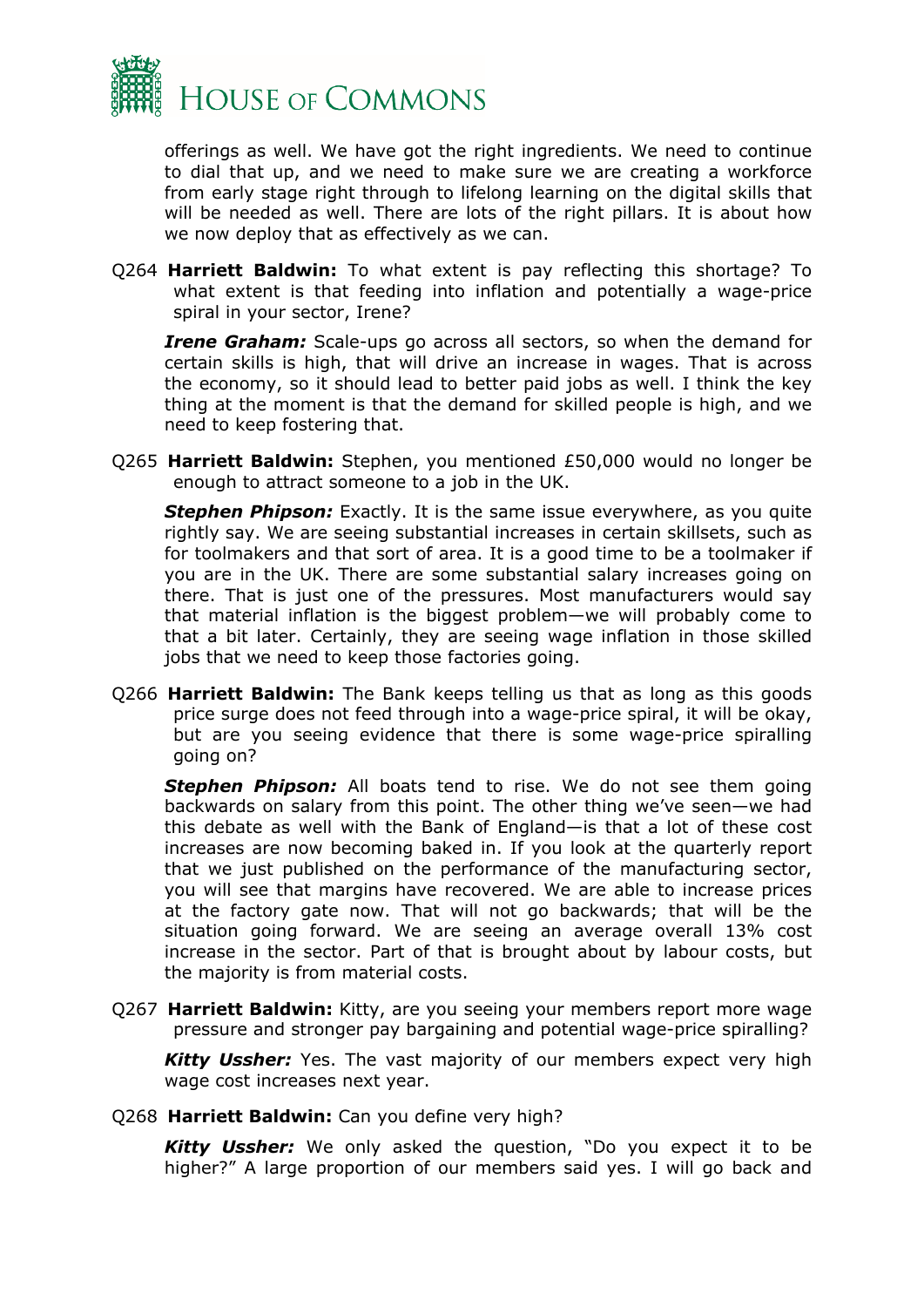offerings as well. We have got the right ingredients. We need to continue to dial that up, and we need to make sure we are creating a workforce from early stage right through to lifelong learning on the digital skills that will be needed as well. There are lots of the right pillars. It is about how we now deploy that as effectively as we can.

Q264 **Harriett Baldwin:** To what extent is pay reflecting this shortage? To what extent is that feeding into inflation and potentially a wage-price spiral in your sector, Irene?

***Irene Graham:*** Scale-ups go across all sectors, so when the demand for certain skills is high, that will drive an increase in wages. That is across the economy, so it should lead to better paid jobs as well. I think the key thing at the moment is that the demand for skilled people is high, and we need to keep fostering that.

Q265 **Harriett Baldwin:** Stephen, you mentioned £50,000 would no longer be enough to attract someone to a job in the UK.

***Stephen Phipson:*** Exactly. It is the same issue everywhere, as you quite rightly say. We are seeing substantial increases in certain skillsets, such as for toolmakers and that sort of area. It is a good time to be a toolmaker if you are in the UK. There are some substantial salary increases going on there. That is just one of the pressures. Most manufacturers would say that material inflation is the biggest problem—we will probably come to that a bit later. Certainly, they are seeing wage inflation in those skilled jobs that we need to keep those factories going.

Q266 **Harriett Baldwin:** The Bank keeps telling us that as long as this goods price surge does not feed through into a wage-price spiral, it will be okay, but are you seeing evidence that there is some wage-price spiralling going on?

***Stephen Phipson:*** All boats tend to rise. We do not see them going backwards on salary from this point. The other thing we've seen—we had this debate as well with the Bank of England—is that a lot of these cost increases are now becoming baked in. If you look at the quarterly report that we just published on the performance of the manufacturing sector, you will see that margins have recovered. We are able to increase prices at the factory gate now. That will not go backwards; that will be the situation going forward. We are seeing an average overall 13% cost increase in the sector. Part of that is brought about by labour costs, but the majority is from material costs.

Q267 **Harriett Baldwin:** Kitty, are you seeing your members report more wage pressure and stronger pay bargaining and potential wage-price spiralling?

***Kitty Ussher:*** Yes. The vast majority of our members expect very high wage cost increases next year.

Q268 **Harriett Baldwin:** Can you define very high?

***Kitty Ussher:*** We only asked the question, "Do you expect it to be higher?" A large proportion of our members said yes. I will go back and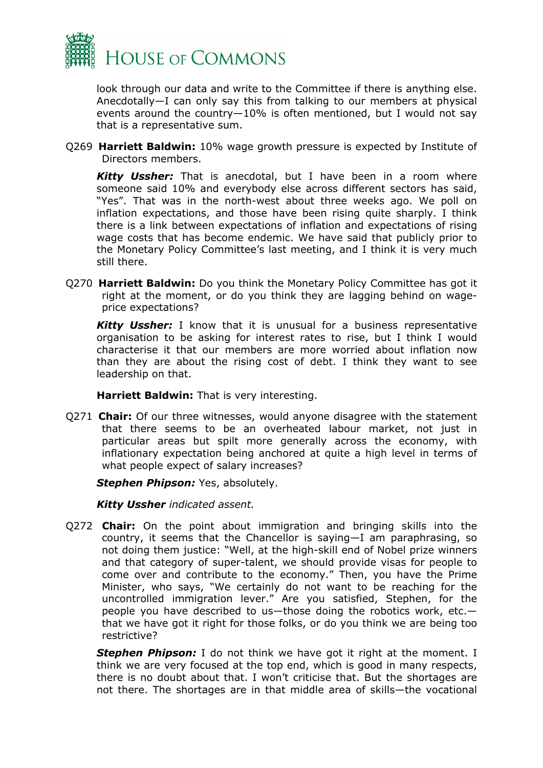look through our data and write to the Committee if there is anything else. Anecdotally—I can only say this from talking to our members at physical events around the country—10% is often mentioned, but I would not say that is a representative sum.

Q269 **Harriett Baldwin:** 10% wage growth pressure is expected by Institute of Directors members.

***Kitty Ussher:*** That is anecdotal, but I have been in a room where someone said 10% and everybody else across different sectors has said, "Yes". That was in the north-west about three weeks ago. We poll on inflation expectations, and those have been rising quite sharply. I think there is a link between expectations of inflation and expectations of rising wage costs that has become endemic. We have said that publicly prior to the Monetary Policy Committee's last meeting, and I think it is very much still there.

Q270 **Harriett Baldwin:** Do you think the Monetary Policy Committee has got it right at the moment, or do you think they are lagging behind on wage-price expectations?

***Kitty Ussher:*** I know that it is unusual for a business representative organisation to be asking for interest rates to rise, but I think I would characterise it that our members are more worried about inflation now than they are about the rising cost of debt. I think they want to see leadership on that.

**Harriett Baldwin:** That is very interesting.

Q271 **Chair:** Of our three witnesses, would anyone disagree with the statement that there seems to be an overheated labour market, not just in particular areas but spilt more generally across the economy, with inflationary expectation being anchored at quite a high level in terms of what people expect of salary increases?

***Stephen Phipson:*** Yes, absolutely.

***Kitty Ussher*** *indicated assent.*

Q272 **Chair:** On the point about immigration and bringing skills into the country, it seems that the Chancellor is saying—I am paraphrasing, so not doing them justice: "Well, at the high-skill end of Nobel prize winners and that category of super-talent, we should provide visas for people to come over and contribute to the economy." Then, you have the Prime Minister, who says, "We certainly do not want to be reaching for the uncontrolled immigration lever." Are you satisfied, Stephen, for the people you have described to us—those doing the robotics work, etc.—that we have got it right for those folks, or do you think we are being too restrictive?

***Stephen Phipson:*** I do not think we have got it right at the moment. I think we are very focused at the top end, which is good in many respects, there is no doubt about that. I won't criticise that. But the shortages are not there. The shortages are in that middle area of skills—the vocational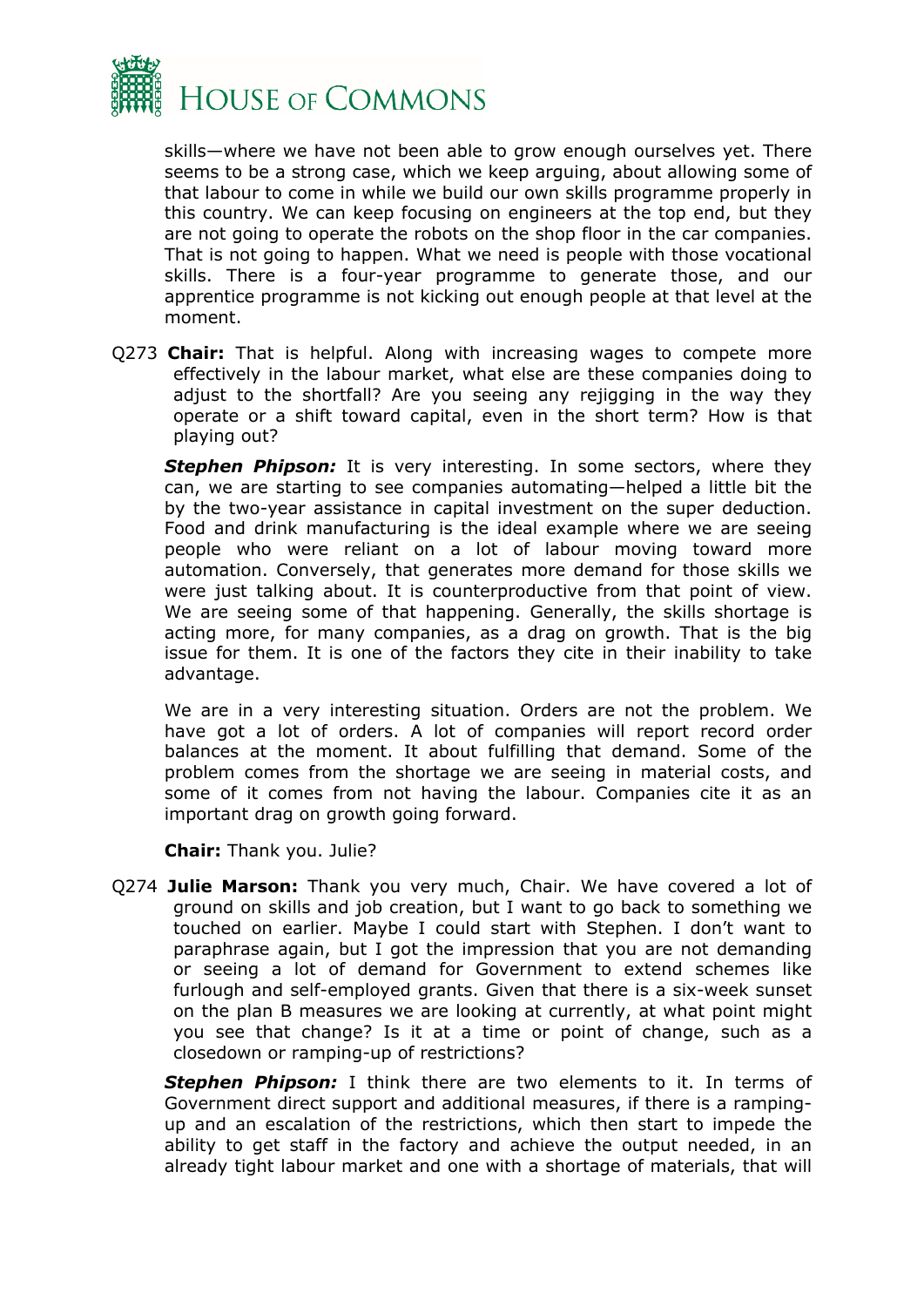skills—where we have not been able to grow enough ourselves yet. There seems to be a strong case, which we keep arguing, about allowing some of that labour to come in while we build our own skills programme properly in this country. We can keep focusing on engineers at the top end, but they are not going to operate the robots on the shop floor in the car companies. That is not going to happen. What we need is people with those vocational skills. There is a four-year programme to generate those, and our apprentice programme is not kicking out enough people at that level at the moment.

Q273 **Chair:** That is helpful. Along with increasing wages to compete more effectively in the labour market, what else are these companies doing to adjust to the shortfall? Are you seeing any rejigging in the way they operate or a shift toward capital, even in the short term? How is that playing out?

***Stephen Phipson:*** It is very interesting. In some sectors, where they can, we are starting to see companies automating—helped a little bit the by the two-year assistance in capital investment on the super deduction. Food and drink manufacturing is the ideal example where we are seeing people who were reliant on a lot of labour moving toward more automation. Conversely, that generates more demand for those skills we were just talking about. It is counterproductive from that point of view. We are seeing some of that happening. Generally, the skills shortage is acting more, for many companies, as a drag on growth. That is the big issue for them. It is one of the factors they cite in their inability to take advantage.

We are in a very interesting situation. Orders are not the problem. We have got a lot of orders. A lot of companies will report record order balances at the moment. It about fulfilling that demand. Some of the problem comes from the shortage we are seeing in material costs, and some of it comes from not having the labour. Companies cite it as an important drag on growth going forward.

**Chair:** Thank you. Julie?

Q274 **Julie Marson:** Thank you very much, Chair. We have covered a lot of ground on skills and job creation, but I want to go back to something we touched on earlier. Maybe I could start with Stephen. I don't want to paraphrase again, but I got the impression that you are not demanding or seeing a lot of demand for Government to extend schemes like furlough and self-employed grants. Given that there is a six-week sunset on the plan B measures we are looking at currently, at what point might you see that change? Is it at a time or point of change, such as a closedown or ramping-up of restrictions?

***Stephen Phipson:*** I think there are two elements to it. In terms of Government direct support and additional measures, if there is a ramping-up and an escalation of the restrictions, which then start to impede the ability to get staff in the factory and achieve the output needed, in an already tight labour market and one with a shortage of materials, that will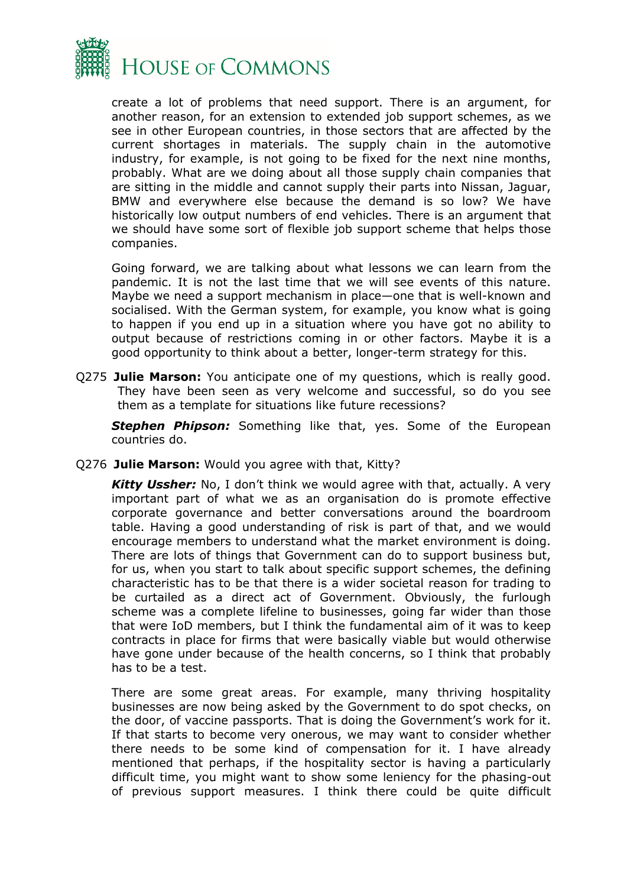create a lot of problems that need support. There is an argument, for another reason, for an extension to extended job support schemes, as we see in other European countries, in those sectors that are affected by the current shortages in materials. The supply chain in the automotive industry, for example, is not going to be fixed for the next nine months, probably. What are we doing about all those supply chain companies that are sitting in the middle and cannot supply their parts into Nissan, Jaguar, BMW and everywhere else because the demand is so low? We have historically low output numbers of end vehicles. There is an argument that we should have some sort of flexible job support scheme that helps those companies.

Going forward, we are talking about what lessons we can learn from the pandemic. It is not the last time that we will see events of this nature. Maybe we need a support mechanism in place—one that is well-known and socialised. With the German system, for example, you know what is going to happen if you end up in a situation where you have got no ability to output because of restrictions coming in or other factors. Maybe it is a good opportunity to think about a better, longer-term strategy for this.

Q275 **Julie Marson:** You anticipate one of my questions, which is really good. They have been seen as very welcome and successful, so do you see them as a template for situations like future recessions?

***Stephen Phipson:*** Something like that, yes. Some of the European countries do.

Q276 **Julie Marson:** Would you agree with that, Kitty?

***Kitty Ussher:*** No, I don't think we would agree with that, actually. A very important part of what we as an organisation do is promote effective corporate governance and better conversations around the boardroom table. Having a good understanding of risk is part of that, and we would encourage members to understand what the market environment is doing. There are lots of things that Government can do to support business but, for us, when you start to talk about specific support schemes, the defining characteristic has to be that there is a wider societal reason for trading to be curtailed as a direct act of Government. Obviously, the furlough scheme was a complete lifeline to businesses, going far wider than those that were IoD members, but I think the fundamental aim of it was to keep contracts in place for firms that were basically viable but would otherwise have gone under because of the health concerns, so I think that probably has to be a test.

There are some great areas. For example, many thriving hospitality businesses are now being asked by the Government to do spot checks, on the door, of vaccine passports. That is doing the Government's work for it. If that starts to become very onerous, we may want to consider whether there needs to be some kind of compensation for it. I have already mentioned that perhaps, if the hospitality sector is having a particularly difficult time, you might want to show some leniency for the phasing-out of previous support measures. I think there could be quite difficult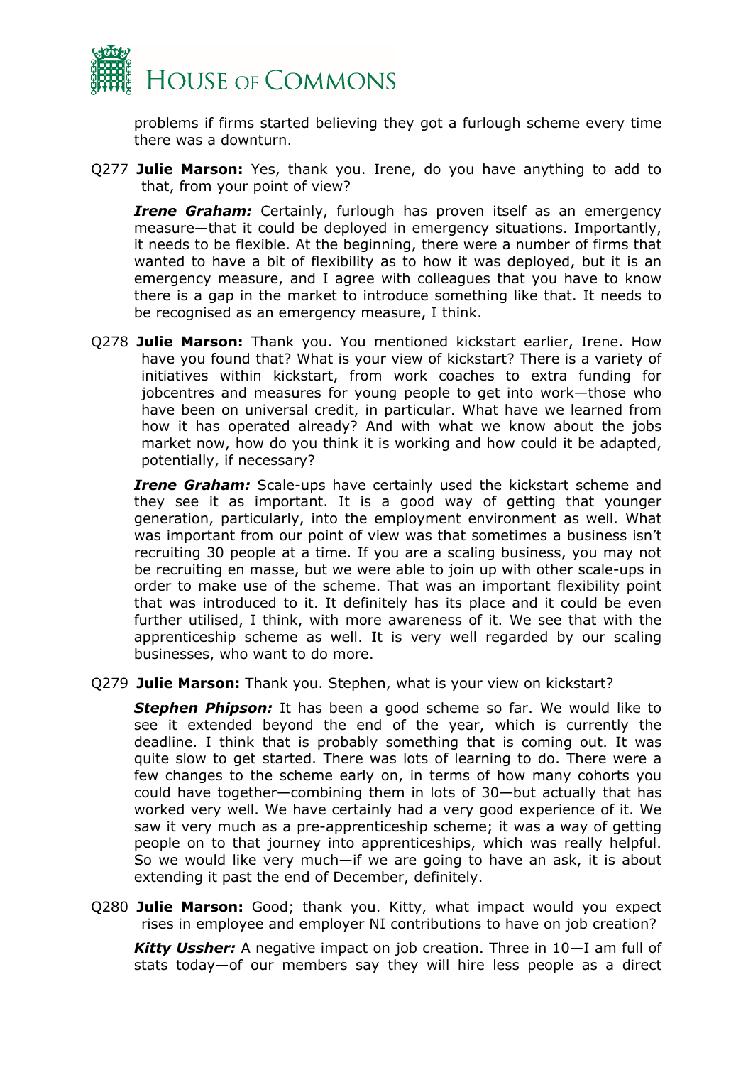problems if firms started believing they got a furlough scheme every time there was a downturn.

Q277 **Julie Marson:** Yes, thank you. Irene, do you have anything to add to that, from your point of view?

***Irene Graham:*** Certainly, furlough has proven itself as an emergency measure—that it could be deployed in emergency situations. Importantly, it needs to be flexible. At the beginning, there were a number of firms that wanted to have a bit of flexibility as to how it was deployed, but it is an emergency measure, and I agree with colleagues that you have to know there is a gap in the market to introduce something like that. It needs to be recognised as an emergency measure, I think.

Q278 **Julie Marson:** Thank you. You mentioned kickstart earlier, Irene. How have you found that? What is your view of kickstart? There is a variety of initiatives within kickstart, from work coaches to extra funding for jobcentres and measures for young people to get into work—those who have been on universal credit, in particular. What have we learned from how it has operated already? And with what we know about the jobs market now, how do you think it is working and how could it be adapted, potentially, if necessary?

***Irene Graham:*** Scale-ups have certainly used the kickstart scheme and they see it as important. It is a good way of getting that younger generation, particularly, into the employment environment as well. What was important from our point of view was that sometimes a business isn't recruiting 30 people at a time. If you are a scaling business, you may not be recruiting en masse, but we were able to join up with other scale-ups in order to make use of the scheme. That was an important flexibility point that was introduced to it. It definitely has its place and it could be even further utilised, I think, with more awareness of it. We see that with the apprenticeship scheme as well. It is very well regarded by our scaling businesses, who want to do more.

Q279 **Julie Marson:** Thank you. Stephen, what is your view on kickstart?

***Stephen Phipson:*** It has been a good scheme so far. We would like to see it extended beyond the end of the year, which is currently the deadline. I think that is probably something that is coming out. It was quite slow to get started. There was lots of learning to do. There were a few changes to the scheme early on, in terms of how many cohorts you could have together—combining them in lots of 30—but actually that has worked very well. We have certainly had a very good experience of it. We saw it very much as a pre-apprenticeship scheme; it was a way of getting people on to that journey into apprenticeships, which was really helpful. So we would like very much—if we are going to have an ask, it is about extending it past the end of December, definitely.

Q280 **Julie Marson:** Good; thank you. Kitty, what impact would you expect rises in employee and employer NI contributions to have on job creation?

***Kitty Ussher:*** A negative impact on job creation. Three in 10—I am full of stats today—of our members say they will hire less people as a direct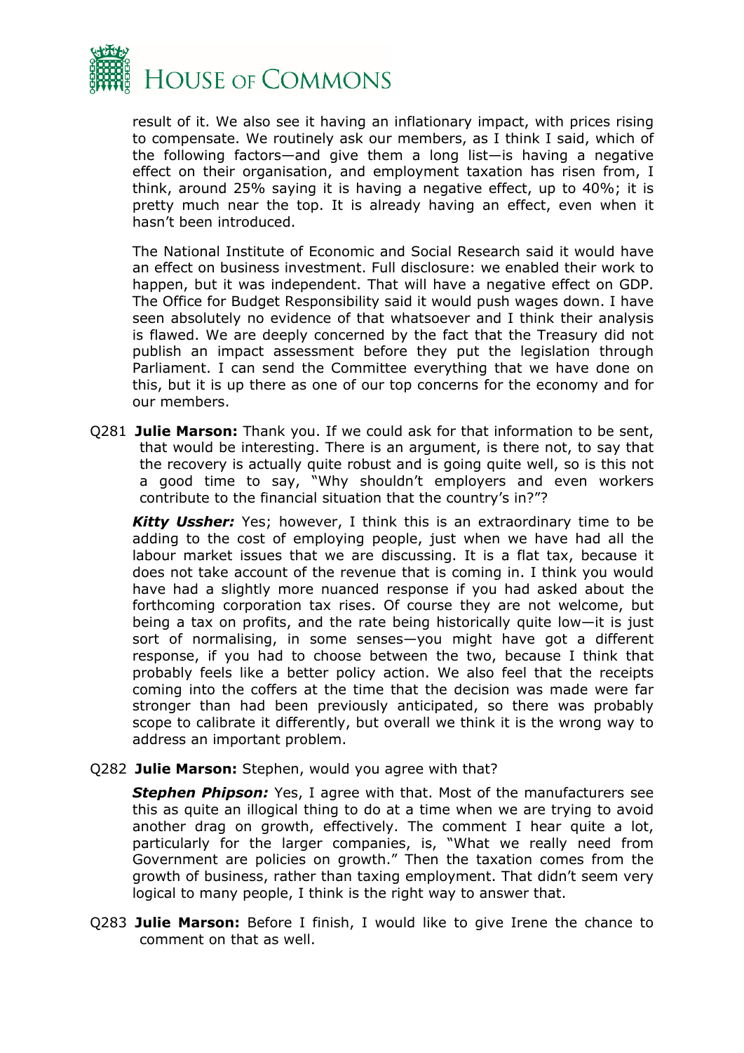result of it. We also see it having an inflationary impact, with prices rising to compensate. We routinely ask our members, as I think I said, which of the following factors—and give them a long list—is having a negative effect on their organisation, and employment taxation has risen from, I think, around 25% saying it is having a negative effect, up to 40%; it is pretty much near the top. It is already having an effect, even when it hasn't been introduced.

The National Institute of Economic and Social Research said it would have an effect on business investment. Full disclosure: we enabled their work to happen, but it was independent. That will have a negative effect on GDP. The Office for Budget Responsibility said it would push wages down. I have seen absolutely no evidence of that whatsoever and I think their analysis is flawed. We are deeply concerned by the fact that the Treasury did not publish an impact assessment before they put the legislation through Parliament. I can send the Committee everything that we have done on this, but it is up there as one of our top concerns for the economy and for our members.

Q281 **Julie Marson:** Thank you. If we could ask for that information to be sent, that would be interesting. There is an argument, is there not, to say that the recovery is actually quite robust and is going quite well, so is this not a good time to say, "Why shouldn't employers and even workers contribute to the financial situation that the country's in?"

***Kitty Ussher:*** Yes; however, I think this is an extraordinary time to be adding to the cost of employing people, just when we have had all the labour market issues that we are discussing. It is a flat tax, because it does not take account of the revenue that is coming in. I think you would have had a slightly more nuanced response if you had asked about the forthcoming corporation tax rises. Of course they are not welcome, but being a tax on profits, and the rate being historically quite low—it is just sort of normalising, in some senses—you might have got a different response, if you had to choose between the two, because I think that probably feels like a better policy action. We also feel that the receipts coming into the coffers at the time that the decision was made were far stronger than had been previously anticipated, so there was probably scope to calibrate it differently, but overall we think it is the wrong way to address an important problem.

Q282 **Julie Marson:** Stephen, would you agree with that?

***Stephen Phipson:*** Yes, I agree with that. Most of the manufacturers see this as quite an illogical thing to do at a time when we are trying to avoid another drag on growth, effectively. The comment I hear quite a lot, particularly for the larger companies, is, "What we really need from Government are policies on growth." Then the taxation comes from the growth of business, rather than taxing employment. That didn't seem very logical to many people, I think is the right way to answer that.

Q283 **Julie Marson:** Before I finish, I would like to give Irene the chance to comment on that as well.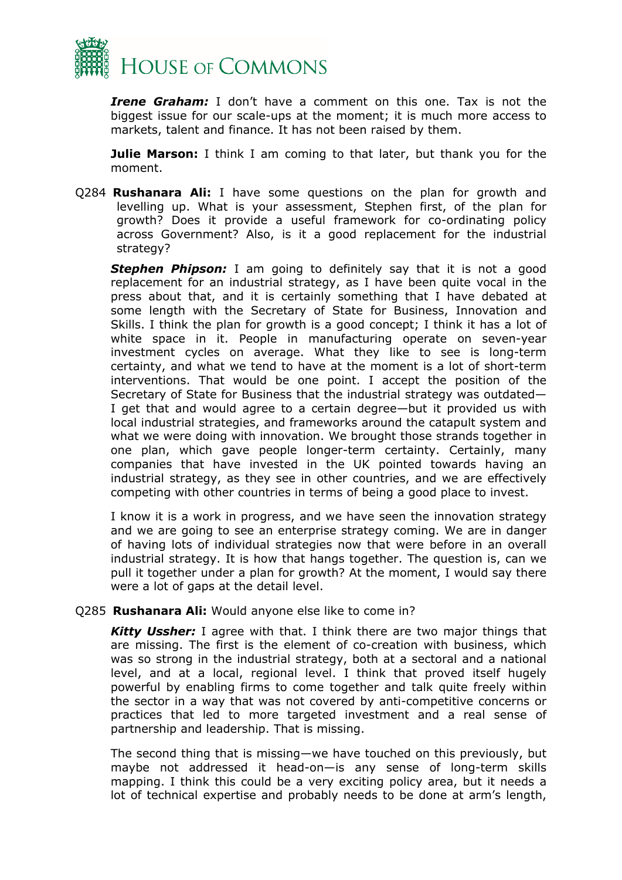***Irene Graham:*** I don't have a comment on this one. Tax is not the biggest issue for our scale-ups at the moment; it is much more access to markets, talent and finance. It has not been raised by them.

**Julie Marson:** I think I am coming to that later, but thank you for the moment.

Q284 **Rushanara Ali:** I have some questions on the plan for growth and levelling up. What is your assessment, Stephen first, of the plan for growth? Does it provide a useful framework for co-ordinating policy across Government? Also, is it a good replacement for the industrial strategy?

***Stephen Phipson:*** I am going to definitely say that it is not a good replacement for an industrial strategy, as I have been quite vocal in the press about that, and it is certainly something that I have debated at some length with the Secretary of State for Business, Innovation and Skills. I think the plan for growth is a good concept; I think it has a lot of white space in it. People in manufacturing operate on seven-year investment cycles on average. What they like to see is long-term certainty, and what we tend to have at the moment is a lot of short-term interventions. That would be one point. I accept the position of the Secretary of State for Business that the industrial strategy was outdated—I get that and would agree to a certain degree—but it provided us with local industrial strategies, and frameworks around the catapult system and what we were doing with innovation. We brought those strands together in one plan, which gave people longer-term certainty. Certainly, many companies that have invested in the UK pointed towards having an industrial strategy, as they see in other countries, and we are effectively competing with other countries in terms of being a good place to invest.

I know it is a work in progress, and we have seen the innovation strategy and we are going to see an enterprise strategy coming. We are in danger of having lots of individual strategies now that were before in an overall industrial strategy. It is how that hangs together. The question is, can we pull it together under a plan for growth? At the moment, I would say there were a lot of gaps at the detail level.

Q285 **Rushanara Ali:** Would anyone else like to come in?

***Kitty Ussher:*** I agree with that. I think there are two major things that are missing. The first is the element of co-creation with business, which was so strong in the industrial strategy, both at a sectoral and a national level, and at a local, regional level. I think that proved itself hugely powerful by enabling firms to come together and talk quite freely within the sector in a way that was not covered by anti-competitive concerns or practices that led to more targeted investment and a real sense of partnership and leadership. That is missing.

The second thing that is missing—we have touched on this previously, but maybe not addressed it head-on—is any sense of long-term skills mapping. I think this could be a very exciting policy area, but it needs a lot of technical expertise and probably needs to be done at arm's length,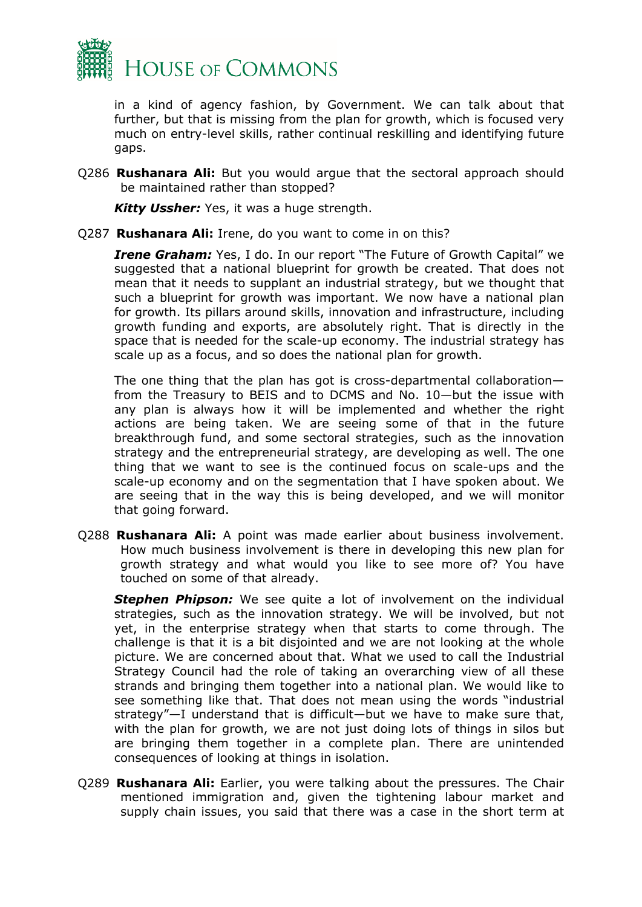in a kind of agency fashion, by Government. We can talk about that further, but that is missing from the plan for growth, which is focused very much on entry-level skills, rather continual reskilling and identifying future gaps.

Q286 **Rushanara Ali:** But you would argue that the sectoral approach should be maintained rather than stopped?

***Kitty Ussher:*** Yes, it was a huge strength.

Q287 **Rushanara Ali:** Irene, do you want to come in on this?

***Irene Graham:*** Yes, I do. In our report "The Future of Growth Capital" we suggested that a national blueprint for growth be created. That does not mean that it needs to supplant an industrial strategy, but we thought that such a blueprint for growth was important. We now have a national plan for growth. Its pillars around skills, innovation and infrastructure, including growth funding and exports, are absolutely right. That is directly in the space that is needed for the scale-up economy. The industrial strategy has scale up as a focus, and so does the national plan for growth.

The one thing that the plan has got is cross-departmental collaboration—from the Treasury to BEIS and to DCMS and No. 10—but the issue with any plan is always how it will be implemented and whether the right actions are being taken. We are seeing some of that in the future breakthrough fund, and some sectoral strategies, such as the innovation strategy and the entrepreneurial strategy, are developing as well. The one thing that we want to see is the continued focus on scale-ups and the scale-up economy and on the segmentation that I have spoken about. We are seeing that in the way this is being developed, and we will monitor that going forward.

Q288 **Rushanara Ali:** A point was made earlier about business involvement. How much business involvement is there in developing this new plan for growth strategy and what would you like to see more of? You have touched on some of that already.

***Stephen Phipson:*** We see quite a lot of involvement on the individual strategies, such as the innovation strategy. We will be involved, but not yet, in the enterprise strategy when that starts to come through. The challenge is that it is a bit disjointed and we are not looking at the whole picture. We are concerned about that. What we used to call the Industrial Strategy Council had the role of taking an overarching view of all these strands and bringing them together into a national plan. We would like to see something like that. That does not mean using the words "industrial strategy"—I understand that is difficult—but we have to make sure that, with the plan for growth, we are not just doing lots of things in silos but are bringing them together in a complete plan. There are unintended consequences of looking at things in isolation.

Q289 **Rushanara Ali:** Earlier, you were talking about the pressures. The Chair mentioned immigration and, given the tightening labour market and supply chain issues, you said that there was a case in the short term at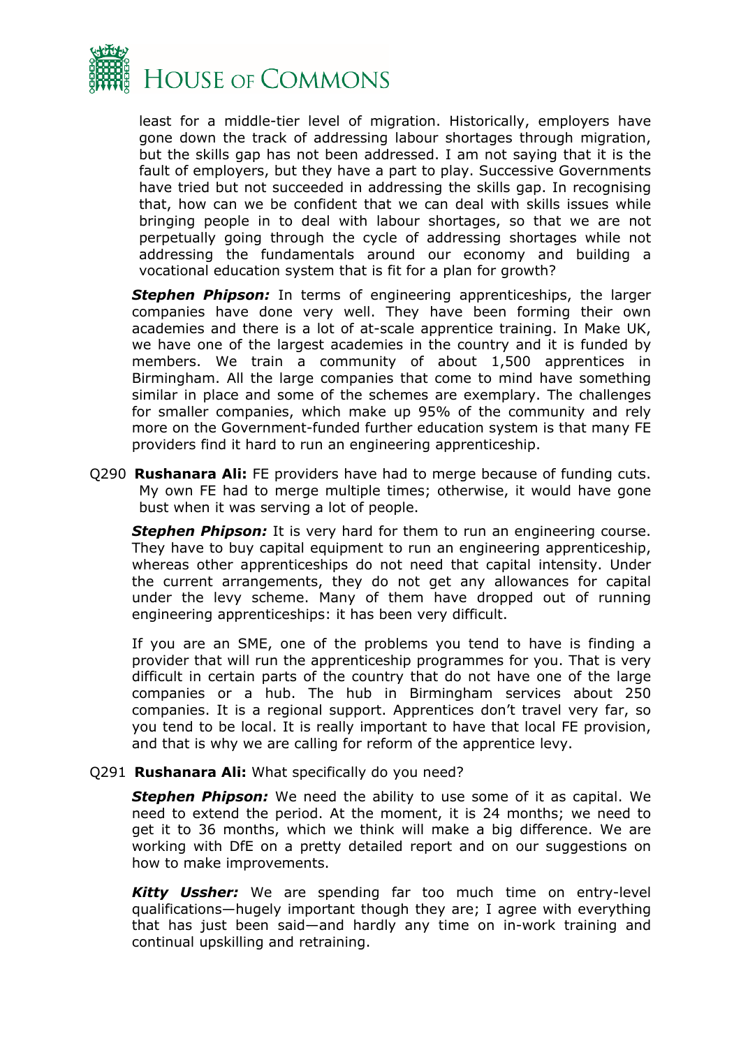least for a middle-tier level of migration. Historically, employers have gone down the track of addressing labour shortages through migration, but the skills gap has not been addressed. I am not saying that it is the fault of employers, but they have a part to play. Successive Governments have tried but not succeeded in addressing the skills gap. In recognising that, how can we be confident that we can deal with skills issues while bringing people in to deal with labour shortages, so that we are not perpetually going through the cycle of addressing shortages while not addressing the fundamentals around our economy and building a vocational education system that is fit for a plan for growth?

***Stephen Phipson:*** In terms of engineering apprenticeships, the larger companies have done very well. They have been forming their own academies and there is a lot of at-scale apprentice training. In Make UK, we have one of the largest academies in the country and it is funded by members. We train a community of about 1,500 apprentices in Birmingham. All the large companies that come to mind have something similar in place and some of the schemes are exemplary. The challenges for smaller companies, which make up 95% of the community and rely more on the Government-funded further education system is that many FE providers find it hard to run an engineering apprenticeship.

Q290 **Rushanara Ali:** FE providers have had to merge because of funding cuts. My own FE had to merge multiple times; otherwise, it would have gone bust when it was serving a lot of people.

***Stephen Phipson:*** It is very hard for them to run an engineering course. They have to buy capital equipment to run an engineering apprenticeship, whereas other apprenticeships do not need that capital intensity. Under the current arrangements, they do not get any allowances for capital under the levy scheme. Many of them have dropped out of running engineering apprenticeships: it has been very difficult.

If you are an SME, one of the problems you tend to have is finding a provider that will run the apprenticeship programmes for you. That is very difficult in certain parts of the country that do not have one of the large companies or a hub. The hub in Birmingham services about 250 companies. It is a regional support. Apprentices don't travel very far, so you tend to be local. It is really important to have that local FE provision, and that is why we are calling for reform of the apprentice levy.

Q291 **Rushanara Ali:** What specifically do you need?

***Stephen Phipson:*** We need the ability to use some of it as capital. We need to extend the period. At the moment, it is 24 months; we need to get it to 36 months, which we think will make a big difference. We are working with DfE on a pretty detailed report and on our suggestions on how to make improvements.

***Kitty Ussher:*** We are spending far too much time on entry-level qualifications—hugely important though they are; I agree with everything that has just been said—and hardly any time on in-work training and continual upskilling and retraining.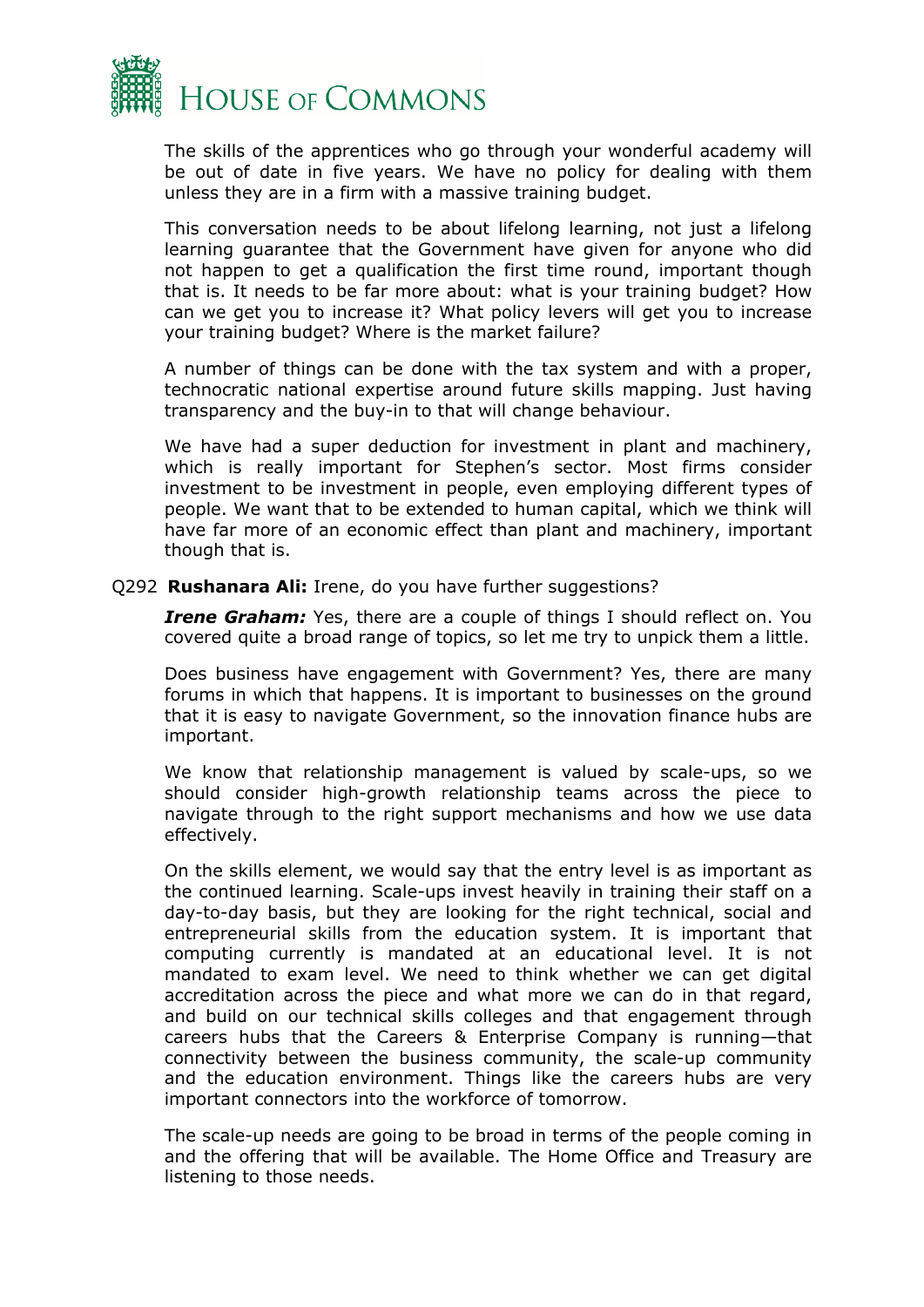The skills of the apprentices who go through your wonderful academy will be out of date in five years. We have no policy for dealing with them unless they are in a firm with a massive training budget.

This conversation needs to be about lifelong learning, not just a lifelong learning guarantee that the Government have given for anyone who did not happen to get a qualification the first time round, important though that is. It needs to be far more about: what is your training budget? How can we get you to increase it? What policy levers will get you to increase your training budget? Where is the market failure?

A number of things can be done with the tax system and with a proper, technocratic national expertise around future skills mapping. Just having transparency and the buy-in to that will change behaviour.

We have had a super deduction for investment in plant and machinery, which is really important for Stephen's sector. Most firms consider investment to be investment in people, even employing different types of people. We want that to be extended to human capital, which we think will have far more of an economic effect than plant and machinery, important though that is.

Q292 **Rushanara Ali:** Irene, do you have further suggestions?

***Irene Graham:*** Yes, there are a couple of things I should reflect on. You covered quite a broad range of topics, so let me try to unpick them a little.

Does business have engagement with Government? Yes, there are many forums in which that happens. It is important to businesses on the ground that it is easy to navigate Government, so the innovation finance hubs are important.

We know that relationship management is valued by scale-ups, so we should consider high-growth relationship teams across the piece to navigate through to the right support mechanisms and how we use data effectively.

On the skills element, we would say that the entry level is as important as the continued learning. Scale-ups invest heavily in training their staff on a day-to-day basis, but they are looking for the right technical, social and entrepreneurial skills from the education system. It is important that computing currently is mandated at an educational level. It is not mandated to exam level. We need to think whether we can get digital accreditation across the piece and what more we can do in that regard, and build on our technical skills colleges and that engagement through careers hubs that the Careers & Enterprise Company is running—that connectivity between the business community, the scale-up community and the education environment. Things like the careers hubs are very important connectors into the workforce of tomorrow.

The scale-up needs are going to be broad in terms of the people coming in and the offering that will be available. The Home Office and Treasury are listening to those needs.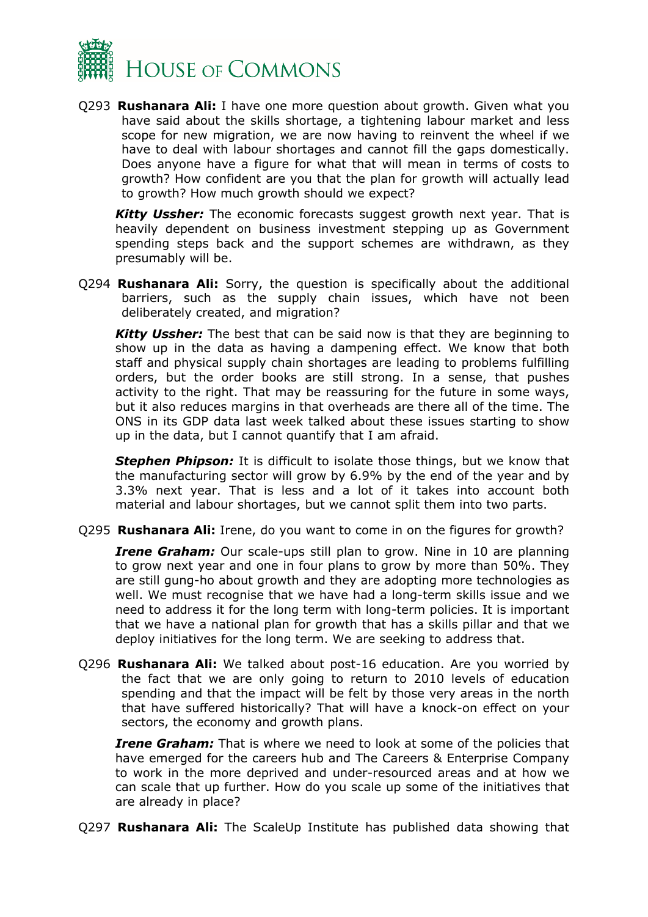Q293 **Rushanara Ali:** I have one more question about growth. Given what you have said about the skills shortage, a tightening labour market and less scope for new migration, we are now having to reinvent the wheel if we have to deal with labour shortages and cannot fill the gaps domestically. Does anyone have a figure for what that will mean in terms of costs to growth? How confident are you that the plan for growth will actually lead to growth? How much growth should we expect?

***Kitty Ussher:*** The economic forecasts suggest growth next year. That is heavily dependent on business investment stepping up as Government spending steps back and the support schemes are withdrawn, as they presumably will be.

Q294 **Rushanara Ali:** Sorry, the question is specifically about the additional barriers, such as the supply chain issues, which have not been deliberately created, and migration?

***Kitty Ussher:*** The best that can be said now is that they are beginning to show up in the data as having a dampening effect. We know that both staff and physical supply chain shortages are leading to problems fulfilling orders, but the order books are still strong. In a sense, that pushes activity to the right. That may be reassuring for the future in some ways, but it also reduces margins in that overheads are there all of the time. The ONS in its GDP data last week talked about these issues starting to show up in the data, but I cannot quantify that I am afraid.

***Stephen Phipson:*** It is difficult to isolate those things, but we know that the manufacturing sector will grow by 6.9% by the end of the year and by 3.3% next year. That is less and a lot of it takes into account both material and labour shortages, but we cannot split them into two parts.

Q295 **Rushanara Ali:** Irene, do you want to come in on the figures for growth?

***Irene Graham:*** Our scale-ups still plan to grow. Nine in 10 are planning to grow next year and one in four plans to grow by more than 50%. They are still gung-ho about growth and they are adopting more technologies as well. We must recognise that we have had a long-term skills issue and we need to address it for the long term with long-term policies. It is important that we have a national plan for growth that has a skills pillar and that we deploy initiatives for the long term. We are seeking to address that.

Q296 **Rushanara Ali:** We talked about post-16 education. Are you worried by the fact that we are only going to return to 2010 levels of education spending and that the impact will be felt by those very areas in the north that have suffered historically? That will have a knock-on effect on your sectors, the economy and growth plans.

***Irene Graham:*** That is where we need to look at some of the policies that have emerged for the careers hub and The Careers & Enterprise Company to work in the more deprived and under-resourced areas and at how we can scale that up further. How do you scale up some of the initiatives that are already in place?

Q297 **Rushanara Ali:** The ScaleUp Institute has published data showing that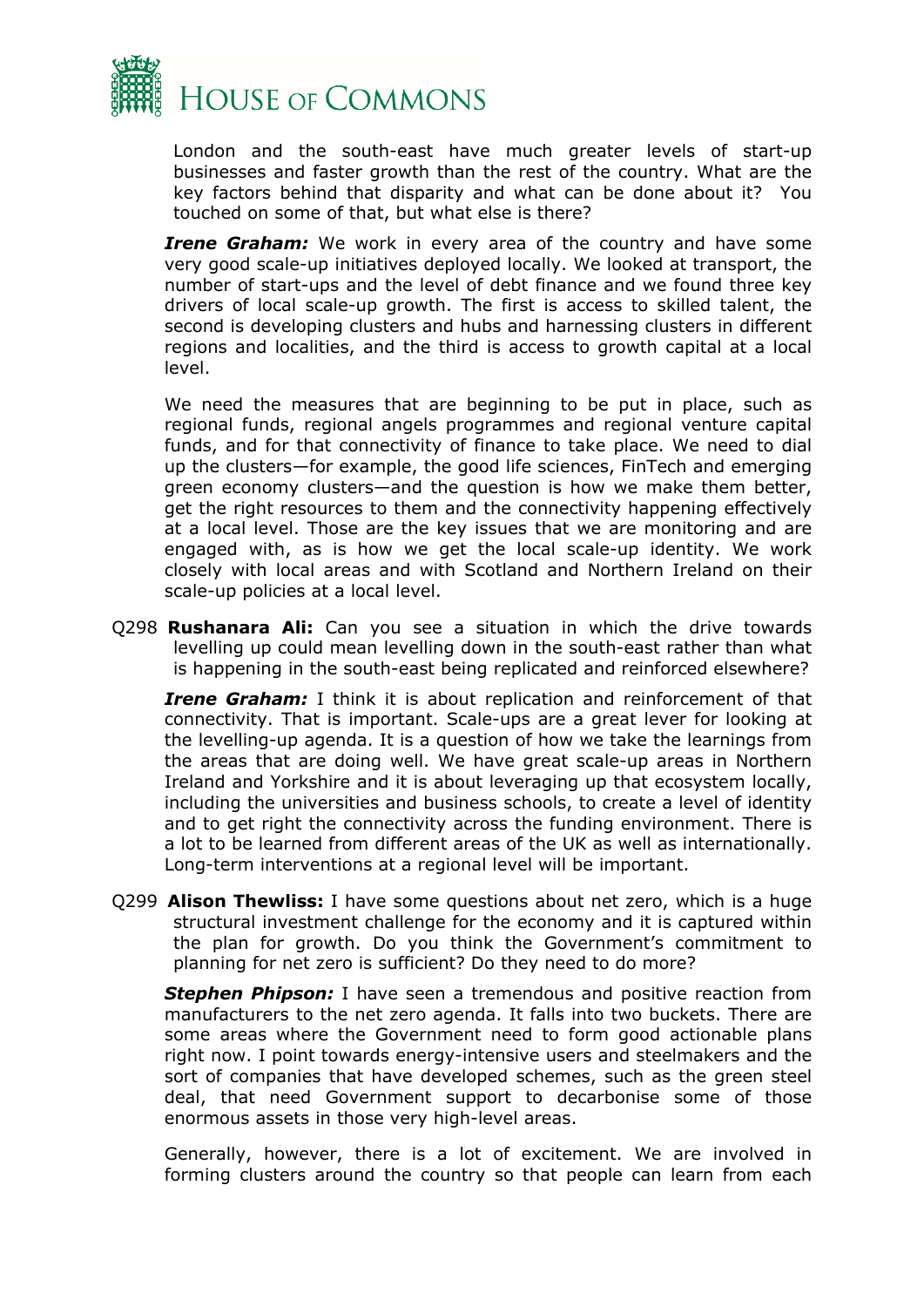London and the south-east have much greater levels of start-up businesses and faster growth than the rest of the country. What are the key factors behind that disparity and what can be done about it? You touched on some of that, but what else is there?

***Irene Graham:*** We work in every area of the country and have some very good scale-up initiatives deployed locally. We looked at transport, the number of start-ups and the level of debt finance and we found three key drivers of local scale-up growth. The first is access to skilled talent, the second is developing clusters and hubs and harnessing clusters in different regions and localities, and the third is access to growth capital at a local level.

We need the measures that are beginning to be put in place, such as regional funds, regional angels programmes and regional venture capital funds, and for that connectivity of finance to take place. We need to dial up the clusters—for example, the good life sciences, FinTech and emerging green economy clusters—and the question is how we make them better, get the right resources to them and the connectivity happening effectively at a local level. Those are the key issues that we are monitoring and are engaged with, as is how we get the local scale-up identity. We work closely with local areas and with Scotland and Northern Ireland on their scale-up policies at a local level.

Q298 **Rushanara Ali:** Can you see a situation in which the drive towards levelling up could mean levelling down in the south-east rather than what is happening in the south-east being replicated and reinforced elsewhere?

***Irene Graham:*** I think it is about replication and reinforcement of that connectivity. That is important. Scale-ups are a great lever for looking at the levelling-up agenda. It is a question of how we take the learnings from the areas that are doing well. We have great scale-up areas in Northern Ireland and Yorkshire and it is about leveraging up that ecosystem locally, including the universities and business schools, to create a level of identity and to get right the connectivity across the funding environment. There is a lot to be learned from different areas of the UK as well as internationally. Long-term interventions at a regional level will be important.

Q299 **Alison Thewliss:** I have some questions about net zero, which is a huge structural investment challenge for the economy and it is captured within the plan for growth. Do you think the Government's commitment to planning for net zero is sufficient? Do they need to do more?

***Stephen Phipson:*** I have seen a tremendous and positive reaction from manufacturers to the net zero agenda. It falls into two buckets. There are some areas where the Government need to form good actionable plans right now. I point towards energy-intensive users and steelmakers and the sort of companies that have developed schemes, such as the green steel deal, that need Government support to decarbonise some of those enormous assets in those very high-level areas.

Generally, however, there is a lot of excitement. We are involved in forming clusters around the country so that people can learn from each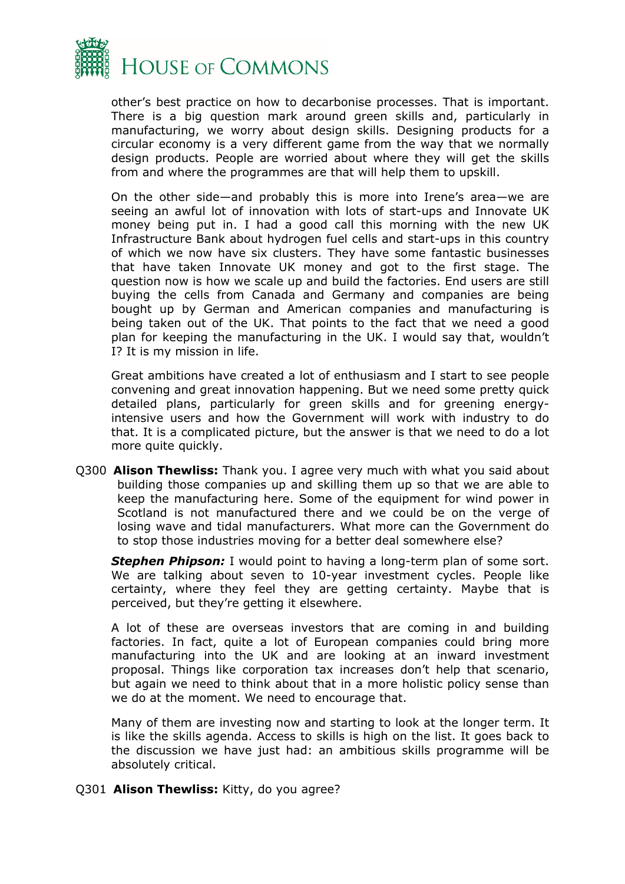other's best practice on how to decarbonise processes. That is important. There is a big question mark around green skills and, particularly in manufacturing, we worry about design skills. Designing products for a circular economy is a very different game from the way that we normally design products. People are worried about where they will get the skills from and where the programmes are that will help them to upskill.

On the other side—and probably this is more into Irene's area—we are seeing an awful lot of innovation with lots of start-ups and Innovate UK money being put in. I had a good call this morning with the new UK Infrastructure Bank about hydrogen fuel cells and start-ups in this country of which we now have six clusters. They have some fantastic businesses that have taken Innovate UK money and got to the first stage. The question now is how we scale up and build the factories. End users are still buying the cells from Canada and Germany and companies are being bought up by German and American companies and manufacturing is being taken out of the UK. That points to the fact that we need a good plan for keeping the manufacturing in the UK. I would say that, wouldn't I? It is my mission in life.

Great ambitions have created a lot of enthusiasm and I start to see people convening and great innovation happening. But we need some pretty quick detailed plans, particularly for green skills and for greening energy-intensive users and how the Government will work with industry to do that. It is a complicated picture, but the answer is that we need to do a lot more quite quickly.

Q300 **Alison Thewliss:** Thank you. I agree very much with what you said about building those companies up and skilling them up so that we are able to keep the manufacturing here. Some of the equipment for wind power in Scotland is not manufactured there and we could be on the verge of losing wave and tidal manufacturers. What more can the Government do to stop those industries moving for a better deal somewhere else?

***Stephen Phipson:*** I would point to having a long-term plan of some sort. We are talking about seven to 10-year investment cycles. People like certainty, where they feel they are getting certainty. Maybe that is perceived, but they're getting it elsewhere.

A lot of these are overseas investors that are coming in and building factories. In fact, quite a lot of European companies could bring more manufacturing into the UK and are looking at an inward investment proposal. Things like corporation tax increases don't help that scenario, but again we need to think about that in a more holistic policy sense than we do at the moment. We need to encourage that.

Many of them are investing now and starting to look at the longer term. It is like the skills agenda. Access to skills is high on the list. It goes back to the discussion we have just had: an ambitious skills programme will be absolutely critical.

Q301 **Alison Thewliss:** Kitty, do you agree?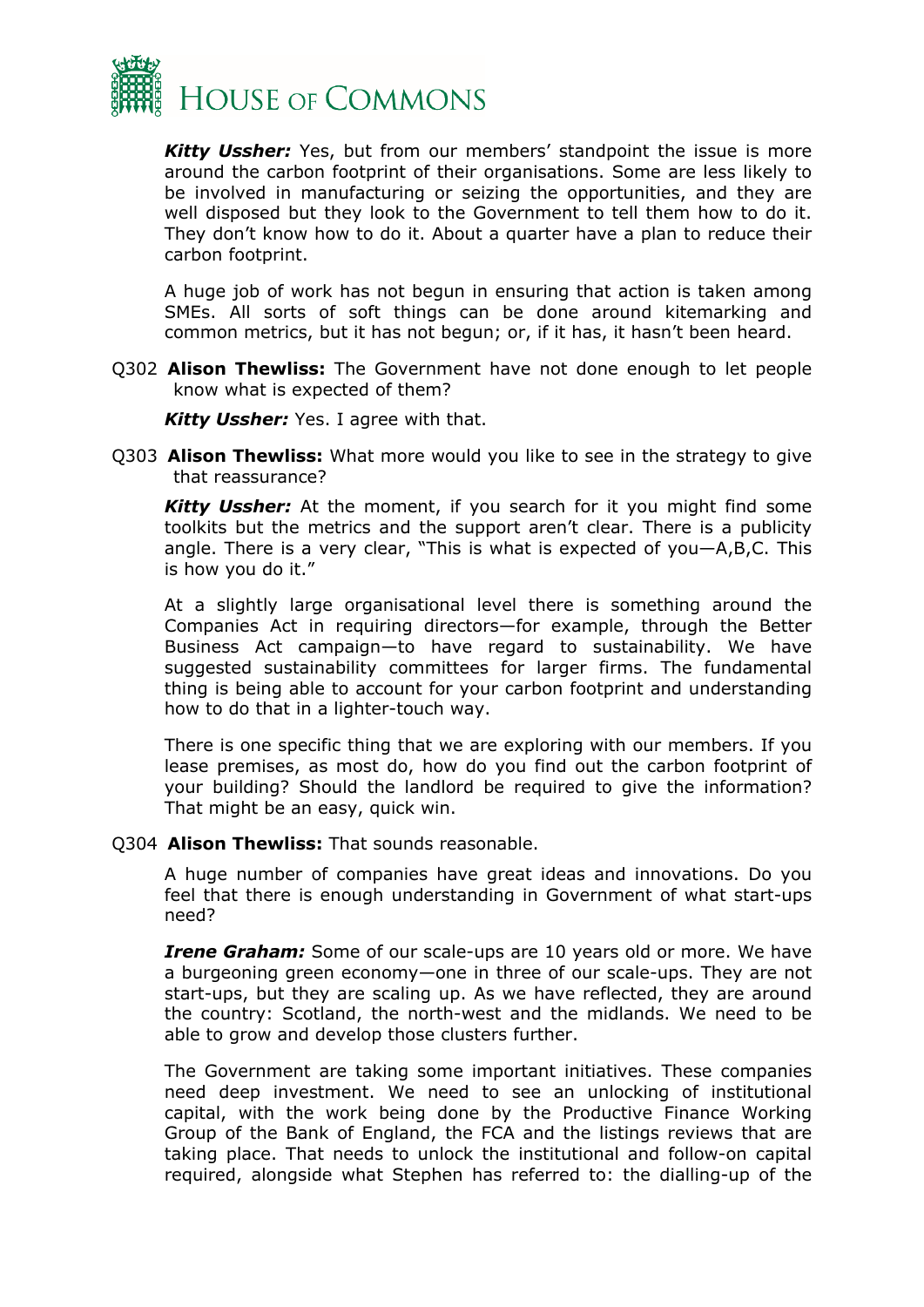***Kitty Ussher:*** Yes, but from our members' standpoint the issue is more around the carbon footprint of their organisations. Some are less likely to be involved in manufacturing or seizing the opportunities, and they are well disposed but they look to the Government to tell them how to do it. They don't know how to do it. About a quarter have a plan to reduce their carbon footprint.

A huge job of work has not begun in ensuring that action is taken among SMEs. All sorts of soft things can be done around kitemarking and common metrics, but it has not begun; or, if it has, it hasn't been heard.

Q302 **Alison Thewliss:** The Government have not done enough to let people know what is expected of them?

***Kitty Ussher:*** Yes. I agree with that.

Q303 **Alison Thewliss:** What more would you like to see in the strategy to give that reassurance?

***Kitty Ussher:*** At the moment, if you search for it you might find some toolkits but the metrics and the support aren't clear. There is a publicity angle. There is a very clear, "This is what is expected of you—A,B,C. This is how you do it."

At a slightly large organisational level there is something around the Companies Act in requiring directors—for example, through the Better Business Act campaign—to have regard to sustainability. We have suggested sustainability committees for larger firms. The fundamental thing is being able to account for your carbon footprint and understanding how to do that in a lighter-touch way.

There is one specific thing that we are exploring with our members. If you lease premises, as most do, how do you find out the carbon footprint of your building? Should the landlord be required to give the information? That might be an easy, quick win.

Q304 **Alison Thewliss:** That sounds reasonable.

A huge number of companies have great ideas and innovations. Do you feel that there is enough understanding in Government of what start-ups need?

***Irene Graham:*** Some of our scale-ups are 10 years old or more. We have a burgeoning green economy—one in three of our scale-ups. They are not start-ups, but they are scaling up. As we have reflected, they are around the country: Scotland, the north-west and the midlands. We need to be able to grow and develop those clusters further.

The Government are taking some important initiatives. These companies need deep investment. We need to see an unlocking of institutional capital, with the work being done by the Productive Finance Working Group of the Bank of England, the FCA and the listings reviews that are taking place. That needs to unlock the institutional and follow-on capital required, alongside what Stephen has referred to: the dialling-up of the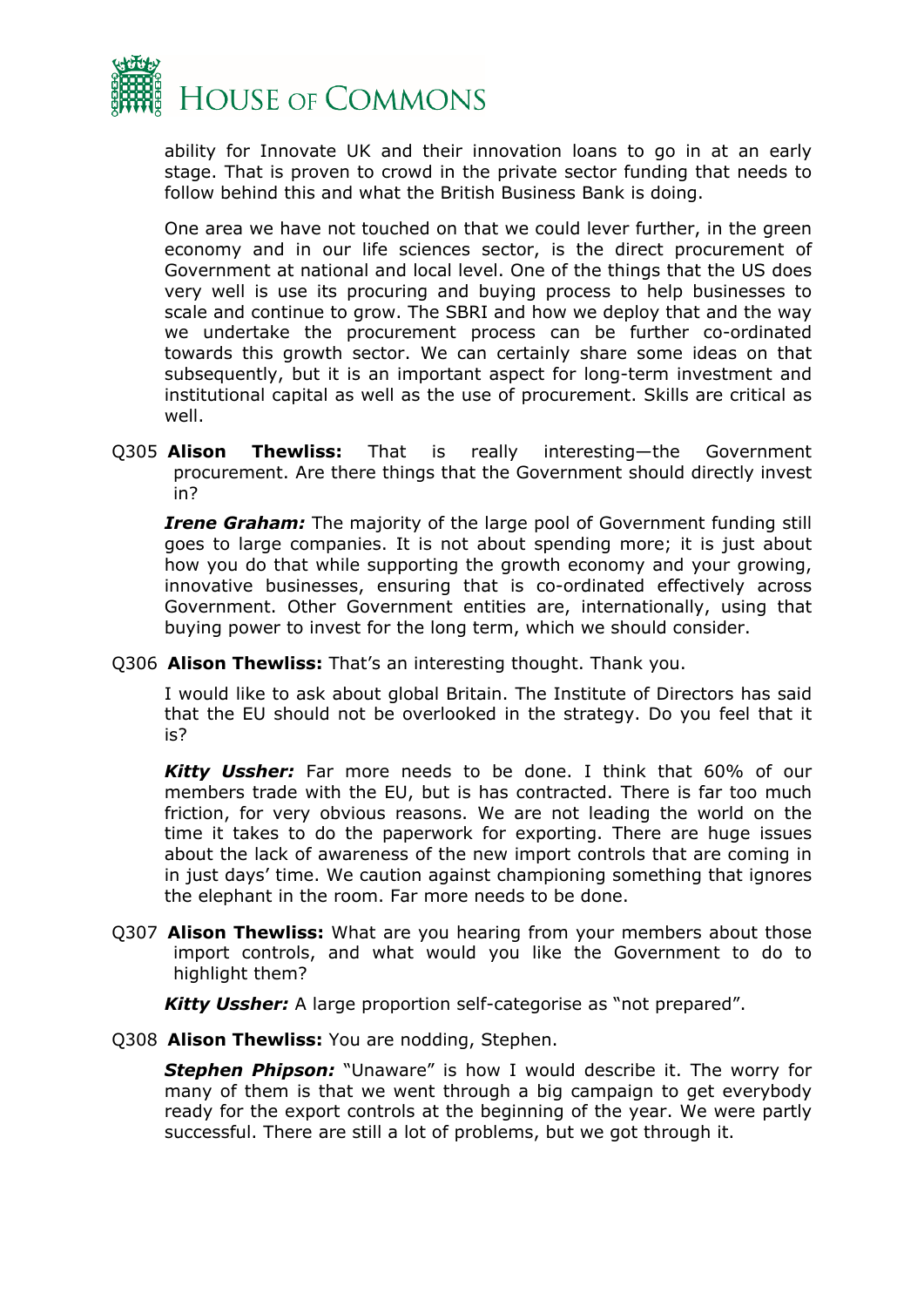ability for Innovate UK and their innovation loans to go in at an early stage. That is proven to crowd in the private sector funding that needs to follow behind this and what the British Business Bank is doing.

One area we have not touched on that we could lever further, in the green economy and in our life sciences sector, is the direct procurement of Government at national and local level. One of the things that the US does very well is use its procuring and buying process to help businesses to scale and continue to grow. The SBRI and how we deploy that and the way we undertake the procurement process can be further co-ordinated towards this growth sector. We can certainly share some ideas on that subsequently, but it is an important aspect for long-term investment and institutional capital as well as the use of procurement. Skills are critical as well.

Q305 **Alison Thewliss:** That is really interesting—the Government procurement. Are there things that the Government should directly invest in?

***Irene Graham:*** The majority of the large pool of Government funding still goes to large companies. It is not about spending more; it is just about how you do that while supporting the growth economy and your growing, innovative businesses, ensuring that is co-ordinated effectively across Government. Other Government entities are, internationally, using that buying power to invest for the long term, which we should consider.

Q306 **Alison Thewliss:** That's an interesting thought. Thank you.

I would like to ask about global Britain. The Institute of Directors has said that the EU should not be overlooked in the strategy. Do you feel that it is?

***Kitty Ussher:*** Far more needs to be done. I think that 60% of our members trade with the EU, but is has contracted. There is far too much friction, for very obvious reasons. We are not leading the world on the time it takes to do the paperwork for exporting. There are huge issues about the lack of awareness of the new import controls that are coming in in just days' time. We caution against championing something that ignores the elephant in the room. Far more needs to be done.

Q307 **Alison Thewliss:** What are you hearing from your members about those import controls, and what would you like the Government to do to highlight them?

***Kitty Ussher:*** A large proportion self-categorise as "not prepared".

Q308 **Alison Thewliss:** You are nodding, Stephen.

***Stephen Phipson:*** "Unaware" is how I would describe it. The worry for many of them is that we went through a big campaign to get everybody ready for the export controls at the beginning of the year. We were partly successful. There are still a lot of problems, but we got through it.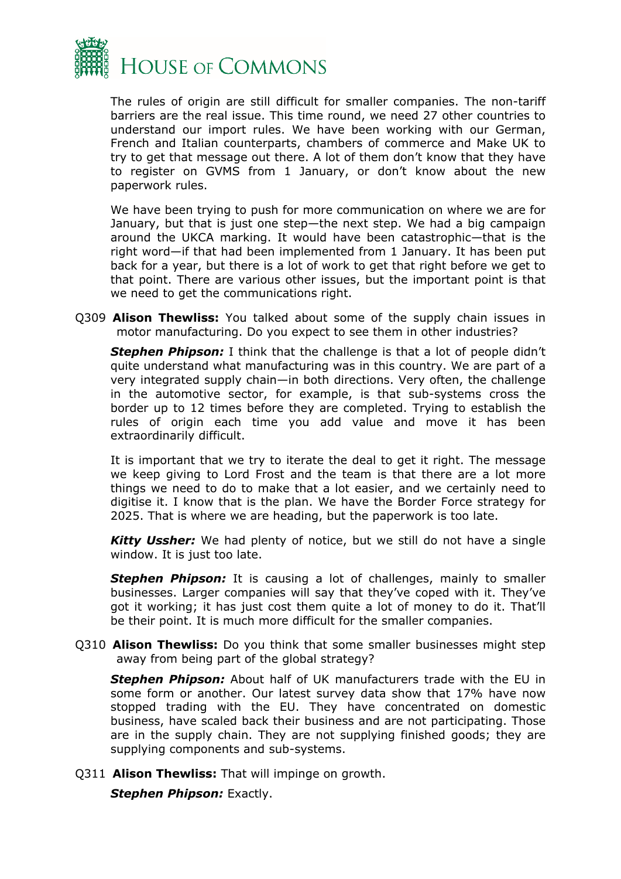The rules of origin are still difficult for smaller companies. The non-tariff barriers are the real issue. This time round, we need 27 other countries to understand our import rules. We have been working with our German, French and Italian counterparts, chambers of commerce and Make UK to try to get that message out there. A lot of them don't know that they have to register on GVMS from 1 January, or don't know about the new paperwork rules.

We have been trying to push for more communication on where we are for January, but that is just one step—the next step. We had a big campaign around the UKCA marking. It would have been catastrophic—that is the right word—if that had been implemented from 1 January. It has been put back for a year, but there is a lot of work to get that right before we get to that point. There are various other issues, but the important point is that we need to get the communications right.

Q309 **Alison Thewliss:** You talked about some of the supply chain issues in motor manufacturing. Do you expect to see them in other industries?

***Stephen Phipson:*** I think that the challenge is that a lot of people didn't quite understand what manufacturing was in this country. We are part of a very integrated supply chain—in both directions. Very often, the challenge in the automotive sector, for example, is that sub-systems cross the border up to 12 times before they are completed. Trying to establish the rules of origin each time you add value and move it has been extraordinarily difficult.

It is important that we try to iterate the deal to get it right. The message we keep giving to Lord Frost and the team is that there are a lot more things we need to do to make that a lot easier, and we certainly need to digitise it. I know that is the plan. We have the Border Force strategy for 2025. That is where we are heading, but the paperwork is too late.

***Kitty Ussher:*** We had plenty of notice, but we still do not have a single window. It is just too late.

***Stephen Phipson:*** It is causing a lot of challenges, mainly to smaller businesses. Larger companies will say that they've coped with it. They've got it working; it has just cost them quite a lot of money to do it. That'll be their point. It is much more difficult for the smaller companies.

Q310 **Alison Thewliss:** Do you think that some smaller businesses might step away from being part of the global strategy?

***Stephen Phipson:*** About half of UK manufacturers trade with the EU in some form or another. Our latest survey data show that 17% have now stopped trading with the EU. They have concentrated on domestic business, have scaled back their business and are not participating. Those are in the supply chain. They are not supplying finished goods; they are supplying components and sub-systems.

Q311 **Alison Thewliss:** That will impinge on growth.

***Stephen Phipson:*** Exactly.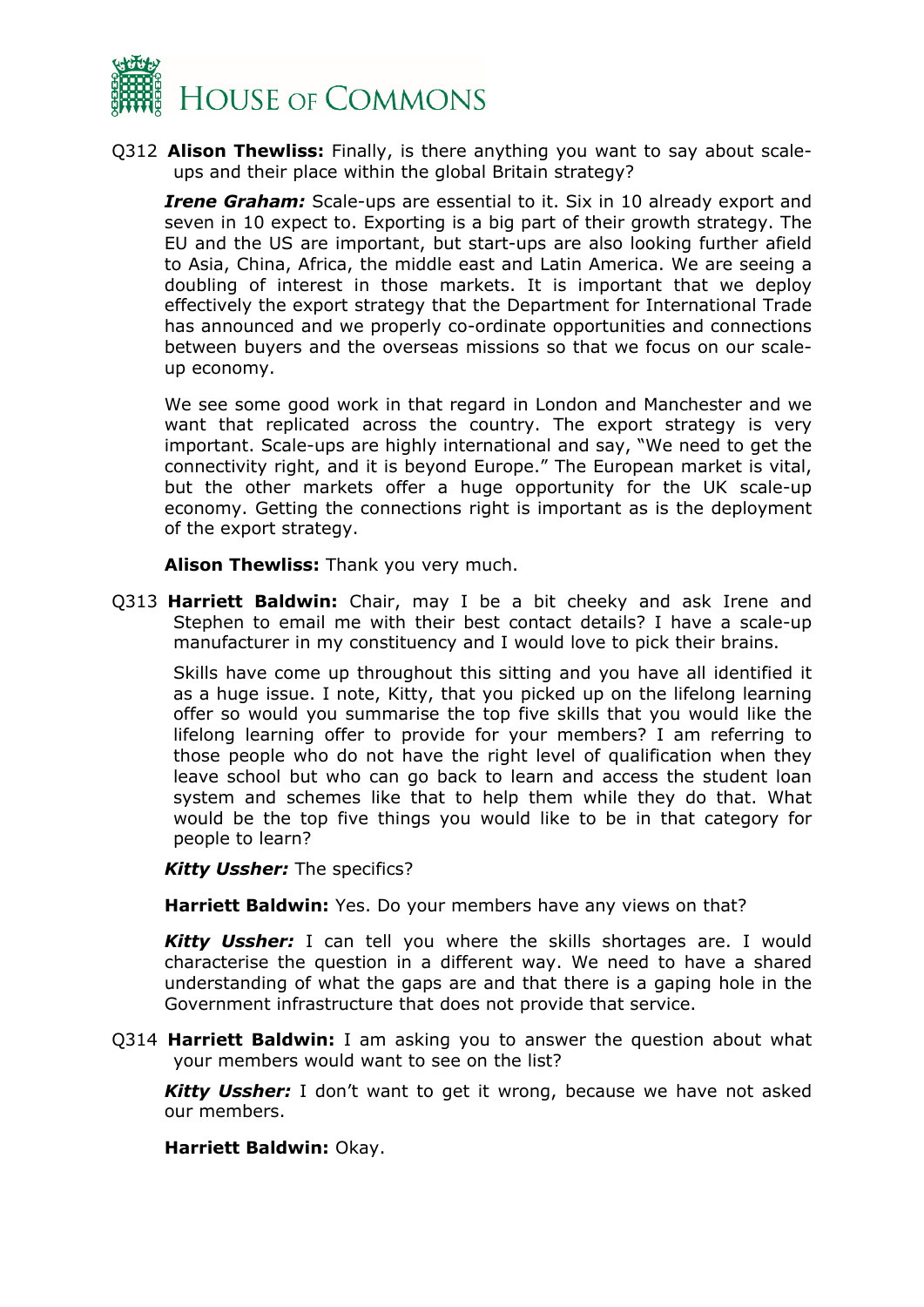Q312 **Alison Thewliss:** Finally, is there anything you want to say about scale-ups and their place within the global Britain strategy?

***Irene Graham:*** Scale-ups are essential to it. Six in 10 already export and seven in 10 expect to. Exporting is a big part of their growth strategy. The EU and the US are important, but start-ups are also looking further afield to Asia, China, Africa, the middle east and Latin America. We are seeing a doubling of interest in those markets. It is important that we deploy effectively the export strategy that the Department for International Trade has announced and we properly co-ordinate opportunities and connections between buyers and the overseas missions so that we focus on our scale-up economy.

We see some good work in that regard in London and Manchester and we want that replicated across the country. The export strategy is very important. Scale-ups are highly international and say, "We need to get the connectivity right, and it is beyond Europe." The European market is vital, but the other markets offer a huge opportunity for the UK scale-up economy. Getting the connections right is important as is the deployment of the export strategy.

**Alison Thewliss:** Thank you very much.

Q313 **Harriett Baldwin:** Chair, may I be a bit cheeky and ask Irene and Stephen to email me with their best contact details? I have a scale-up manufacturer in my constituency and I would love to pick their brains.

Skills have come up throughout this sitting and you have all identified it as a huge issue. I note, Kitty, that you picked up on the lifelong learning offer so would you summarise the top five skills that you would like the lifelong learning offer to provide for your members? I am referring to those people who do not have the right level of qualification when they leave school but who can go back to learn and access the student loan system and schemes like that to help them while they do that. What would be the top five things you would like to be in that category for people to learn?

***Kitty Ussher:*** The specifics?

**Harriett Baldwin:** Yes. Do your members have any views on that?

***Kitty Ussher:*** I can tell you where the skills shortages are. I would characterise the question in a different way. We need to have a shared understanding of what the gaps are and that there is a gaping hole in the Government infrastructure that does not provide that service.

Q314 **Harriett Baldwin:** I am asking you to answer the question about what your members would want to see on the list?

***Kitty Ussher:*** I don't want to get it wrong, because we have not asked our members.

**Harriett Baldwin:** Okay.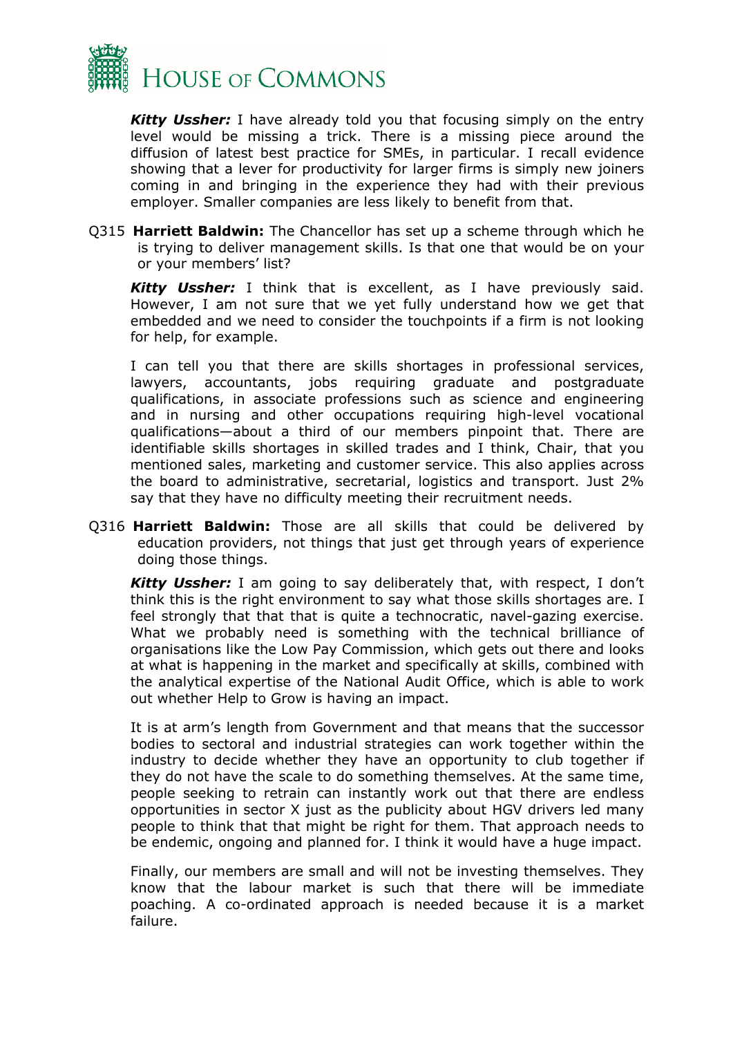***Kitty Ussher:*** I have already told you that focusing simply on the entry level would be missing a trick. There is a missing piece around the diffusion of latest best practice for SMEs, in particular. I recall evidence showing that a lever for productivity for larger firms is simply new joiners coming in and bringing in the experience they had with their previous employer. Smaller companies are less likely to benefit from that.

Q315 **Harriett Baldwin:** The Chancellor has set up a scheme through which he is trying to deliver management skills. Is that one that would be on your or your members' list?

***Kitty Ussher:*** I think that is excellent, as I have previously said. However, I am not sure that we yet fully understand how we get that embedded and we need to consider the touchpoints if a firm is not looking for help, for example.

I can tell you that there are skills shortages in professional services, lawyers, accountants, jobs requiring graduate and postgraduate qualifications, in associate professions such as science and engineering and in nursing and other occupations requiring high-level vocational qualifications—about a third of our members pinpoint that. There are identifiable skills shortages in skilled trades and I think, Chair, that you mentioned sales, marketing and customer service. This also applies across the board to administrative, secretarial, logistics and transport. Just 2% say that they have no difficulty meeting their recruitment needs.

Q316 **Harriett Baldwin:** Those are all skills that could be delivered by education providers, not things that just get through years of experience doing those things.

***Kitty Ussher:*** I am going to say deliberately that, with respect, I don't think this is the right environment to say what those skills shortages are. I feel strongly that that that is quite a technocratic, navel-gazing exercise. What we probably need is something with the technical brilliance of organisations like the Low Pay Commission, which gets out there and looks at what is happening in the market and specifically at skills, combined with the analytical expertise of the National Audit Office, which is able to work out whether Help to Grow is having an impact.

It is at arm's length from Government and that means that the successor bodies to sectoral and industrial strategies can work together within the industry to decide whether they have an opportunity to club together if they do not have the scale to do something themselves. At the same time, people seeking to retrain can instantly work out that there are endless opportunities in sector X just as the publicity about HGV drivers led many people to think that that might be right for them. That approach needs to be endemic, ongoing and planned for. I think it would have a huge impact.

Finally, our members are small and will not be investing themselves. They know that the labour market is such that there will be immediate poaching. A co-ordinated approach is needed because it is a market failure.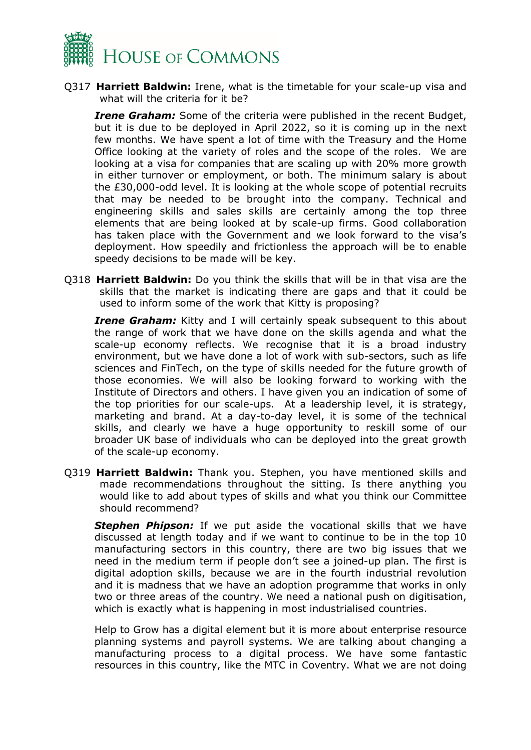Q317 **Harriett Baldwin:** Irene, what is the timetable for your scale-up visa and what will the criteria for it be?

***Irene Graham:*** Some of the criteria were published in the recent Budget, but it is due to be deployed in April 2022, so it is coming up in the next few months. We have spent a lot of time with the Treasury and the Home Office looking at the variety of roles and the scope of the roles. We are looking at a visa for companies that are scaling up with 20% more growth in either turnover or employment, or both. The minimum salary is about the £30,000-odd level. It is looking at the whole scope of potential recruits that may be needed to be brought into the company. Technical and engineering skills and sales skills are certainly among the top three elements that are being looked at by scale-up firms. Good collaboration has taken place with the Government and we look forward to the visa's deployment. How speedily and frictionless the approach will be to enable speedy decisions to be made will be key.

Q318 **Harriett Baldwin:** Do you think the skills that will be in that visa are the skills that the market is indicating there are gaps and that it could be used to inform some of the work that Kitty is proposing?

***Irene Graham:*** Kitty and I will certainly speak subsequent to this about the range of work that we have done on the skills agenda and what the scale-up economy reflects. We recognise that it is a broad industry environment, but we have done a lot of work with sub-sectors, such as life sciences and FinTech, on the type of skills needed for the future growth of those economies. We will also be looking forward to working with the Institute of Directors and others. I have given you an indication of some of the top priorities for our scale-ups. At a leadership level, it is strategy, marketing and brand. At a day-to-day level, it is some of the technical skills, and clearly we have a huge opportunity to reskill some of our broader UK base of individuals who can be deployed into the great growth of the scale-up economy.

Q319 **Harriett Baldwin:** Thank you. Stephen, you have mentioned skills and made recommendations throughout the sitting. Is there anything you would like to add about types of skills and what you think our Committee should recommend?

***Stephen Phipson:*** If we put aside the vocational skills that we have discussed at length today and if we want to continue to be in the top 10 manufacturing sectors in this country, there are two big issues that we need in the medium term if people don't see a joined-up plan. The first is digital adoption skills, because we are in the fourth industrial revolution and it is madness that we have an adoption programme that works in only two or three areas of the country. We need a national push on digitisation, which is exactly what is happening in most industrialised countries.

Help to Grow has a digital element but it is more about enterprise resource planning systems and payroll systems. We are talking about changing a manufacturing process to a digital process. We have some fantastic resources in this country, like the MTC in Coventry. What we are not doing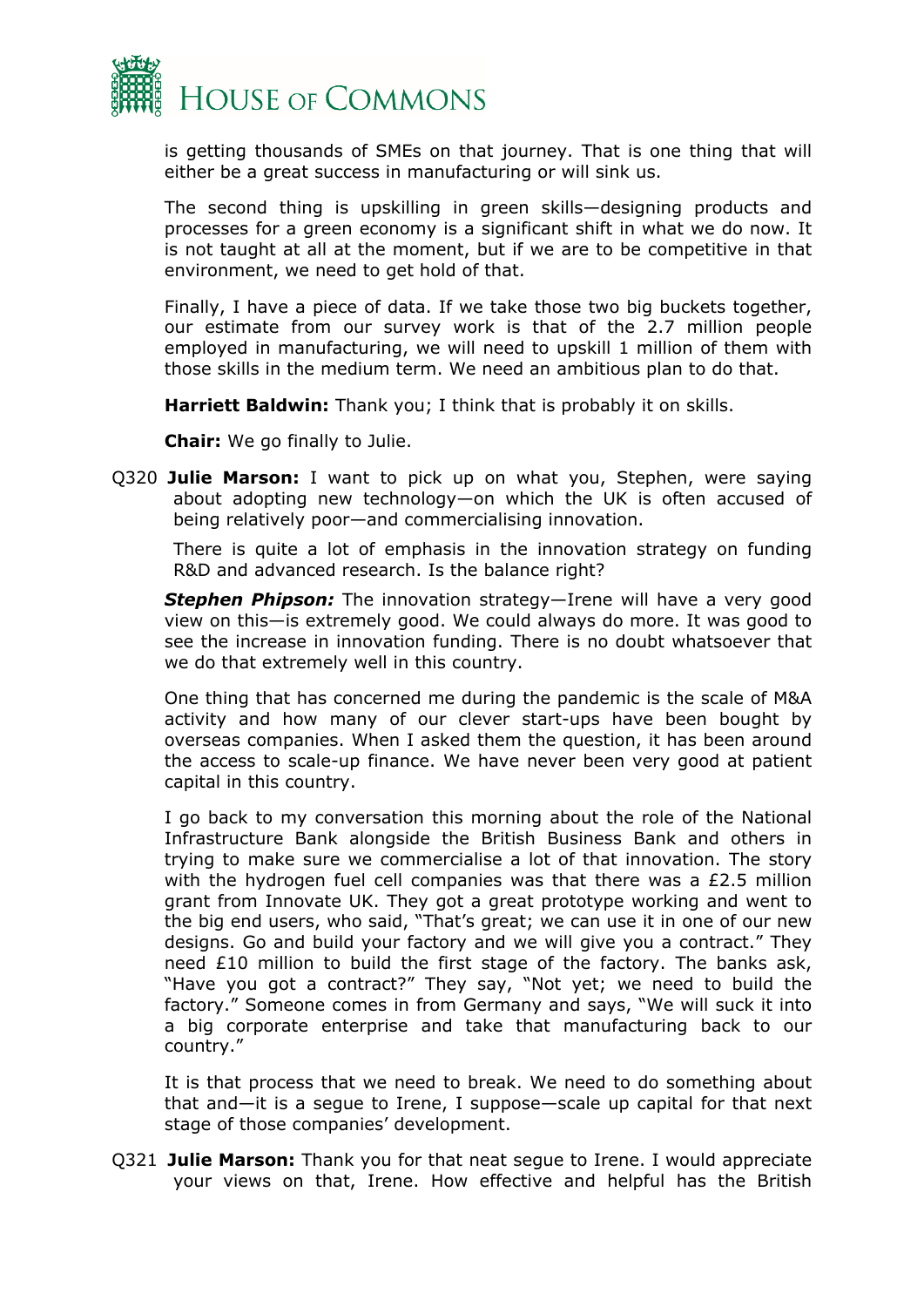is getting thousands of SMEs on that journey. That is one thing that will either be a great success in manufacturing or will sink us.

The second thing is upskilling in green skills—designing products and processes for a green economy is a significant shift in what we do now. It is not taught at all at the moment, but if we are to be competitive in that environment, we need to get hold of that.

Finally, I have a piece of data. If we take those two big buckets together, our estimate from our survey work is that of the 2.7 million people employed in manufacturing, we will need to upskill 1 million of them with those skills in the medium term. We need an ambitious plan to do that.

**Harriett Baldwin:** Thank you; I think that is probably it on skills.

**Chair:** We go finally to Julie.

Q320 **Julie Marson:** I want to pick up on what you, Stephen, were saying about adopting new technology—on which the UK is often accused of being relatively poor—and commercialising innovation.

There is quite a lot of emphasis in the innovation strategy on funding R&D and advanced research. Is the balance right?

***Stephen Phipson:*** The innovation strategy—Irene will have a very good view on this—is extremely good. We could always do more. It was good to see the increase in innovation funding. There is no doubt whatsoever that we do that extremely well in this country.

One thing that has concerned me during the pandemic is the scale of M&A activity and how many of our clever start-ups have been bought by overseas companies. When I asked them the question, it has been around the access to scale-up finance. We have never been very good at patient capital in this country.

I go back to my conversation this morning about the role of the National Infrastructure Bank alongside the British Business Bank and others in trying to make sure we commercialise a lot of that innovation. The story with the hydrogen fuel cell companies was that there was a £2.5 million grant from Innovate UK. They got a great prototype working and went to the big end users, who said, "That's great; we can use it in one of our new designs. Go and build your factory and we will give you a contract." They need £10 million to build the first stage of the factory. The banks ask, "Have you got a contract?" They say, "Not yet; we need to build the factory." Someone comes in from Germany and says, "We will suck it into a big corporate enterprise and take that manufacturing back to our country."

It is that process that we need to break. We need to do something about that and—it is a segue to Irene, I suppose—scale up capital for that next stage of those companies' development.

Q321 **Julie Marson:** Thank you for that neat segue to Irene. I would appreciate your views on that, Irene. How effective and helpful has the British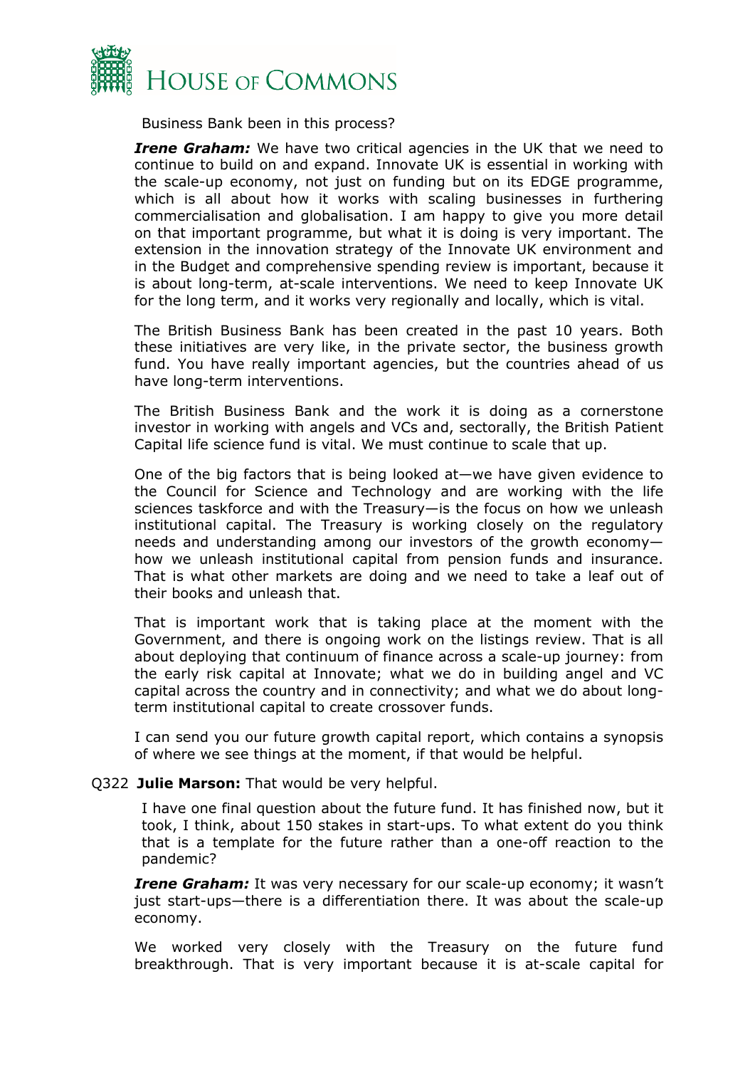Business Bank been in this process?

***Irene Graham:*** We have two critical agencies in the UK that we need to continue to build on and expand. Innovate UK is essential in working with the scale-up economy, not just on funding but on its EDGE programme, which is all about how it works with scaling businesses in furthering commercialisation and globalisation. I am happy to give you more detail on that important programme, but what it is doing is very important. The extension in the innovation strategy of the Innovate UK environment and in the Budget and comprehensive spending review is important, because it is about long-term, at-scale interventions. We need to keep Innovate UK for the long term, and it works very regionally and locally, which is vital.

The British Business Bank has been created in the past 10 years. Both these initiatives are very like, in the private sector, the business growth fund. You have really important agencies, but the countries ahead of us have long-term interventions.

The British Business Bank and the work it is doing as a cornerstone investor in working with angels and VCs and, sectorally, the British Patient Capital life science fund is vital. We must continue to scale that up.

One of the big factors that is being looked at—we have given evidence to the Council for Science and Technology and are working with the life sciences taskforce and with the Treasury—is the focus on how we unleash institutional capital. The Treasury is working closely on the regulatory needs and understanding among our investors of the growth economy—how we unleash institutional capital from pension funds and insurance. That is what other markets are doing and we need to take a leaf out of their books and unleash that.

That is important work that is taking place at the moment with the Government, and there is ongoing work on the listings review. That is all about deploying that continuum of finance across a scale-up journey: from the early risk capital at Innovate; what we do in building angel and VC capital across the country and in connectivity; and what we do about long-term institutional capital to create crossover funds.

I can send you our future growth capital report, which contains a synopsis of where we see things at the moment, if that would be helpful.

Q322 **Julie Marson:** That would be very helpful.

I have one final question about the future fund. It has finished now, but it took, I think, about 150 stakes in start-ups. To what extent do you think that is a template for the future rather than a one-off reaction to the pandemic?

***Irene Graham:*** It was very necessary for our scale-up economy; it wasn't just start-ups—there is a differentiation there. It was about the scale-up economy.

We worked very closely with the Treasury on the future fund breakthrough. That is very important because it is at-scale capital for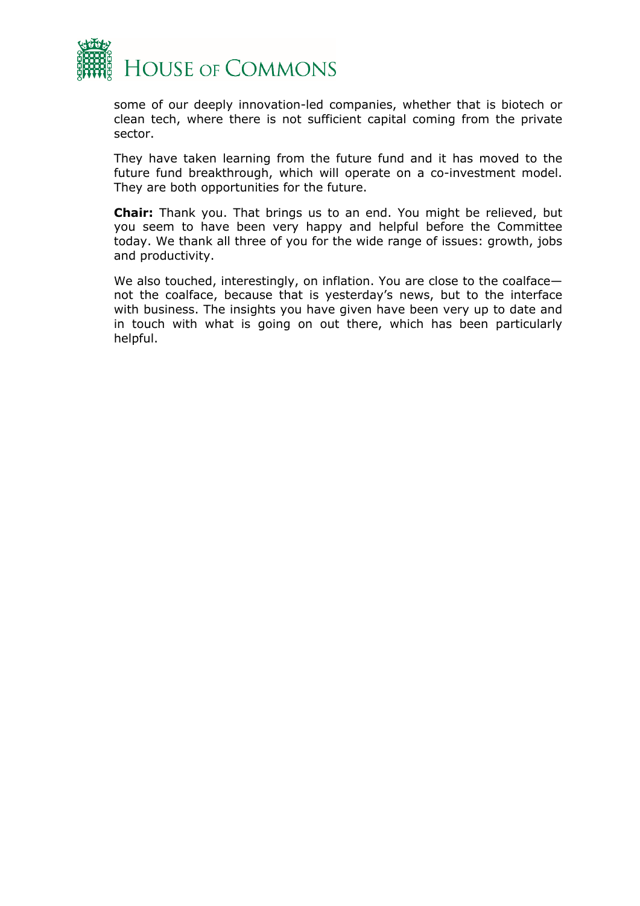some of our deeply innovation-led companies, whether that is biotech or clean tech, where there is not sufficient capital coming from the private sector.

They have taken learning from the future fund and it has moved to the future fund breakthrough, which will operate on a co-investment model. They are both opportunities for the future.

**Chair:** Thank you. That brings us to an end. You might be relieved, but you seem to have been very happy and helpful before the Committee today. We thank all three of you for the wide range of issues: growth, jobs and productivity.

We also touched, interestingly, on inflation. You are close to the coalface—not the coalface, because that is yesterday's news, but to the interface with business. The insights you have given have been very up to date and in touch with what is going on out there, which has been particularly helpful.